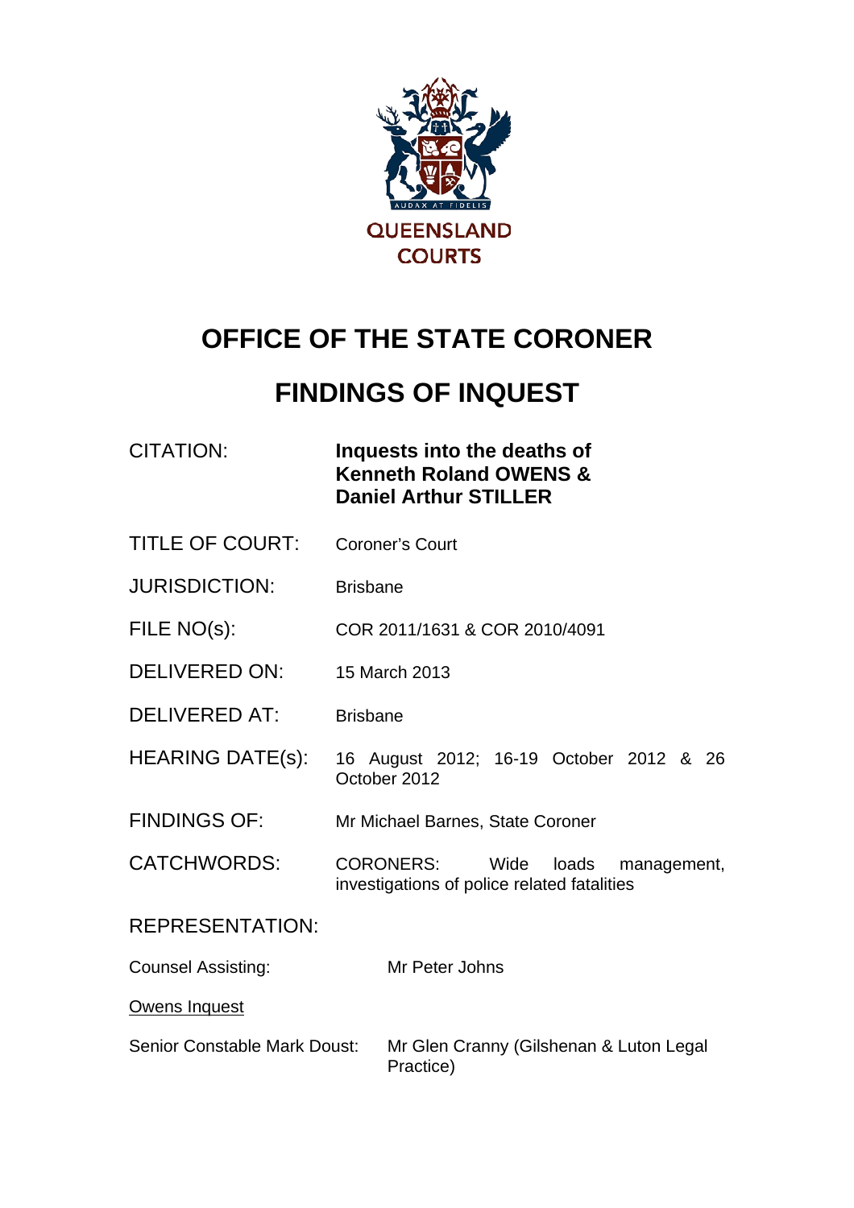QUEENSLAND COURTS

# OFFICE OF THE STATE CORONER

# FINDINGS OF INQUEST

| | |
|---|---|
| CITATION: | **Inquests into the deaths of Kenneth Roland OWENS & Daniel Arthur STILLER** |
| TITLE OF COURT: | Coroner's Court |
| JURISDICTION: | Brisbane |
| FILE NO(s): | COR 2011/1631 & COR 2010/4091 |
| DELIVERED ON: | 15 March 2013 |
| DELIVERED AT: | Brisbane |
| HEARING DATE(s): | 16 August 2012; 16-19 October 2012 & 26 October 2012 |
| FINDINGS OF: | Mr Michael Barnes, State Coroner |
| CATCHWORDS: | CORONERS: Wide loads management, investigations of police related fatalities |

REPRESENTATION:

| | |
|---|---|
| Counsel Assisting: | Mr Peter Johns |

<u>Owens Inquest</u>

| | |
|---|---|
| Senior Constable Mark Doust: | Mr Glen Cranny (Gilshenan & Luton Legal Practice) |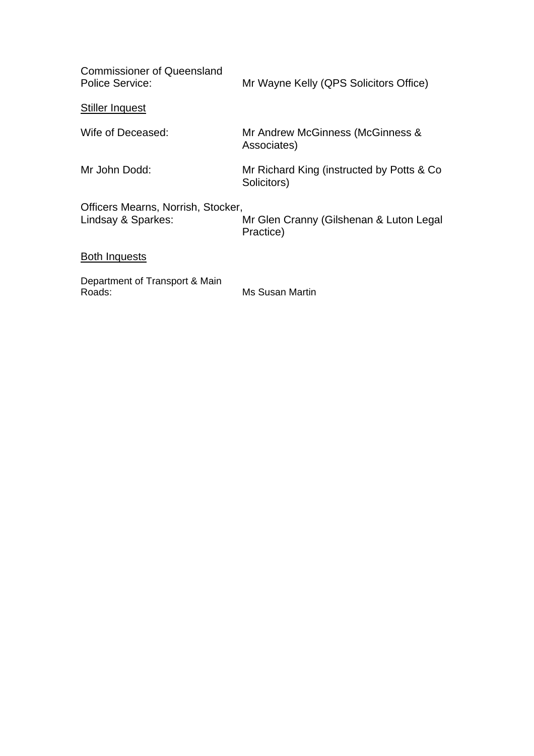| | |
|---|---|
| Commissioner of Queensland Police Service: | Mr Wayne Kelly (QPS Solicitors Office) |

<u>Stiller Inquest</u>

| | |
|---|---|
| Wife of Deceased: | Mr Andrew McGinness (McGinness & Associates) |
| Mr John Dodd: | Mr Richard King (instructed by Potts & Co Solicitors) |
| Officers Mearns, Norrish, Stocker, Lindsay & Sparkes: | Mr Glen Cranny (Gilshenan & Luton Legal Practice) |

<u>Both Inquests</u>

| | |
|---|---|
| Department of Transport & Main Roads: | Ms Susan Martin |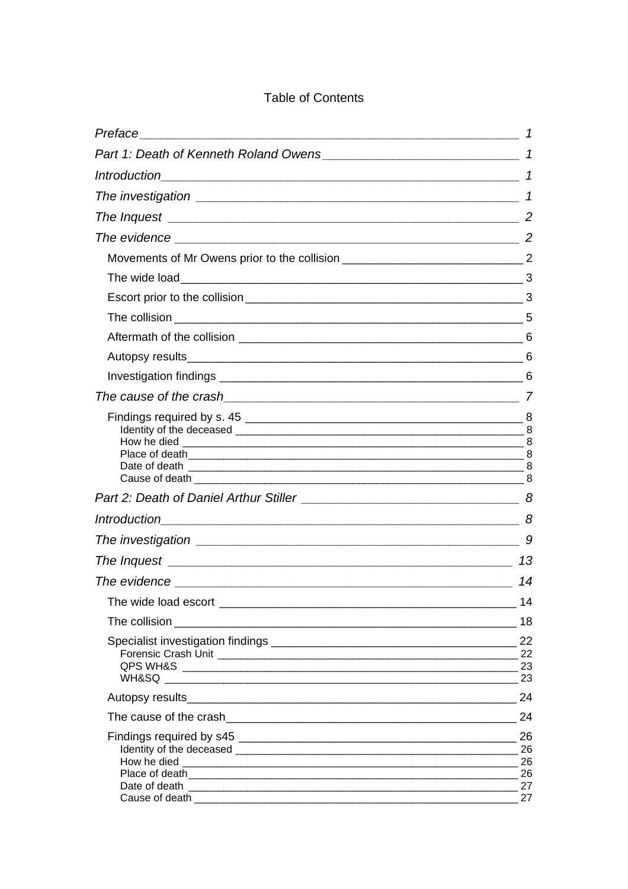Table of Contents

*Preface* 1

*Part 1: Death of Kenneth Roland Owens* 1

*Introduction* 1

*The investigation* 1

*The Inquest* 2

*The evidence* 2

- Movements of Mr Owens prior to the collision 2
- The wide load 3
- Escort prior to the collision 3
- The collision 5
- Aftermath of the collision 6
- Autopsy results 6
- Investigation findings 6

*The cause of the crash* 7

- Findings required by s. 45 8
  - Identity of the deceased 8
  - How he died 8
  - Place of death 8
  - Date of death 8
  - Cause of death 8

*Part 2: Death of Daniel Arthur Stiller* 8

*Introduction* 8

*The investigation* 9

*The Inquest* 13

*The evidence* 14

- The wide load escort 14
- The collision 18
- Specialist investigation findings 22
  - Forensic Crash Unit 22
  - QPS WH&S 23
  - WH&SQ 23
- Autopsy results 24
- The cause of the crash 24
- Findings required by s45 26
  - Identity of the deceased 26
  - How he died 26
  - Place of death 26
  - Date of death 27
  - Cause of death 27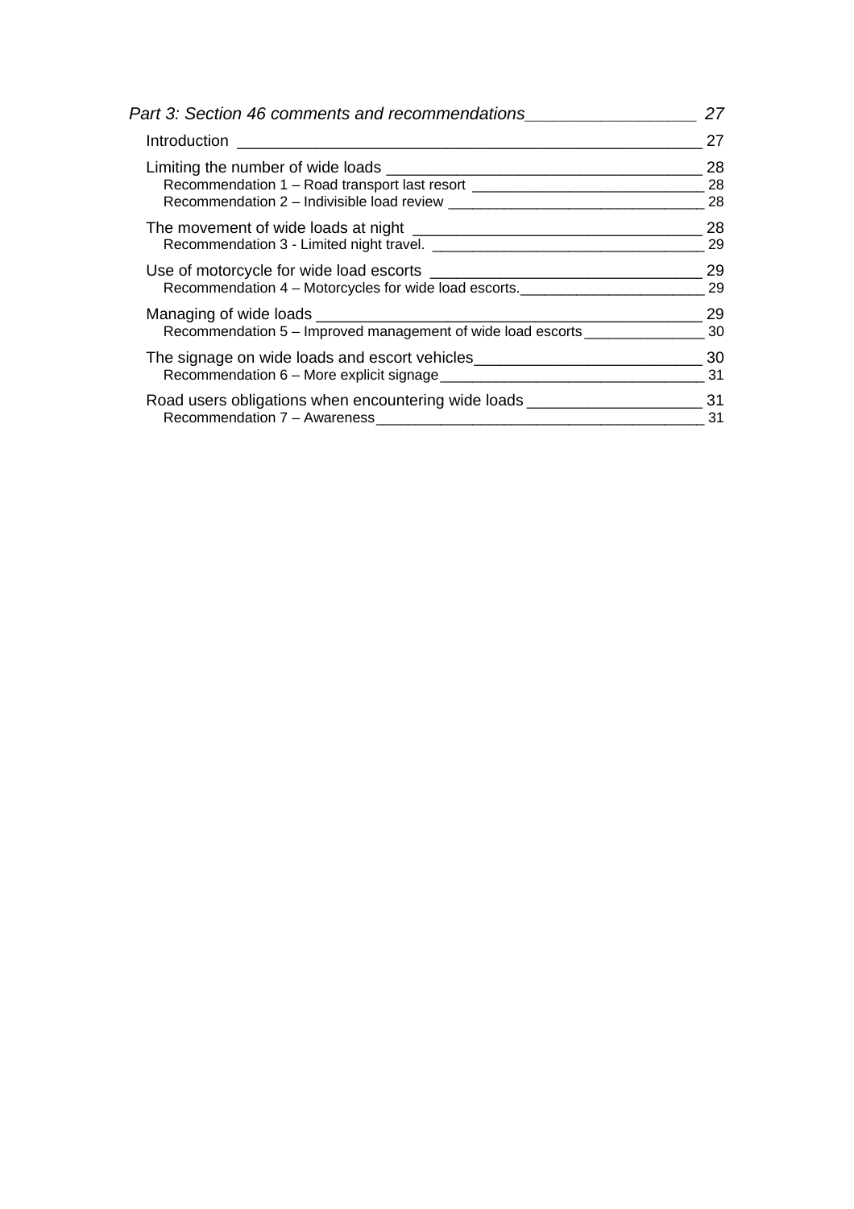*Part 3: Section 46 comments and recommendations* 27

Introduction 27

Limiting the number of wide loads 28

Recommendation 1 – Road transport last resort 28

Recommendation 2 – Indivisible load review 28

The movement of wide loads at night 28

Recommendation 3 - Limited night travel. 29

Use of motorcycle for wide load escorts 29

Recommendation 4 – Motorcycles for wide load escorts. 29

Managing of wide loads 29

Recommendation 5 – Improved management of wide load escorts 30

The signage on wide loads and escort vehicles 30

Recommendation 6 – More explicit signage 31

Road users obligations when encountering wide loads 31

Recommendation 7 – Awareness 31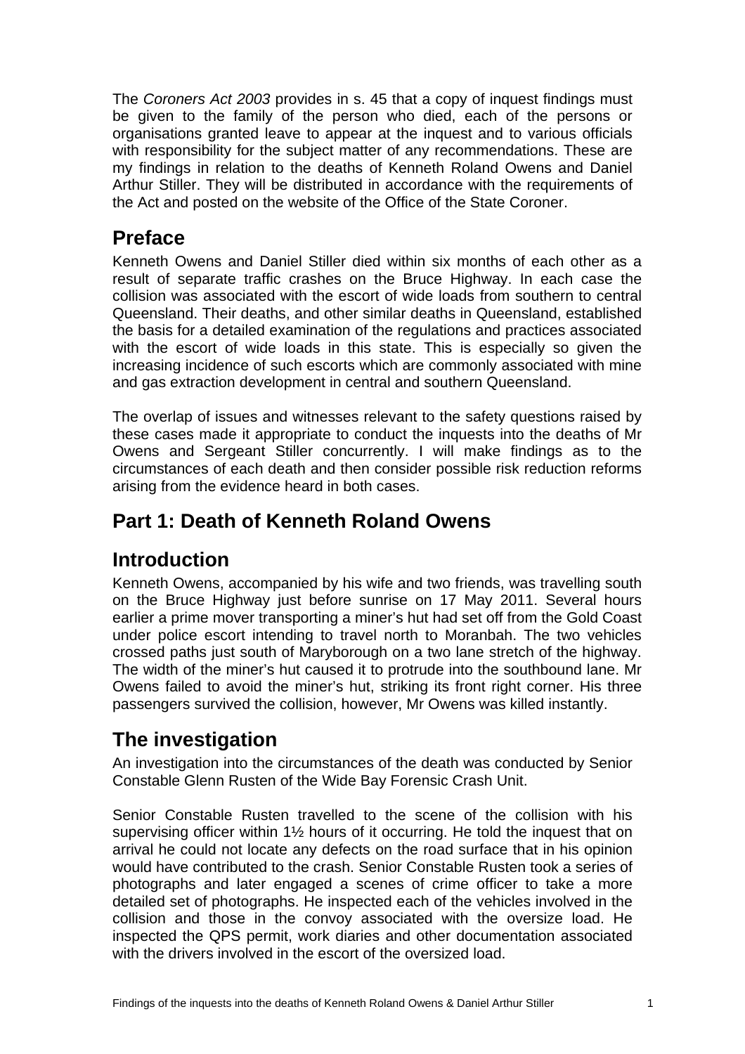The *Coroners Act 2003* provides in s. 45 that a copy of inquest findings must be given to the family of the person who died, each of the persons or organisations granted leave to appear at the inquest and to various officials with responsibility for the subject matter of any recommendations. These are my findings in relation to the deaths of Kenneth Roland Owens and Daniel Arthur Stiller. They will be distributed in accordance with the requirements of the Act and posted on the website of the Office of the State Coroner.

## Preface

Kenneth Owens and Daniel Stiller died within six months of each other as a result of separate traffic crashes on the Bruce Highway. In each case the collision was associated with the escort of wide loads from southern to central Queensland. Their deaths, and other similar deaths in Queensland, established the basis for a detailed examination of the regulations and practices associated with the escort of wide loads in this state. This is especially so given the increasing incidence of such escorts which are commonly associated with mine and gas extraction development in central and southern Queensland.

The overlap of issues and witnesses relevant to the safety questions raised by these cases made it appropriate to conduct the inquests into the deaths of Mr Owens and Sergeant Stiller concurrently. I will make findings as to the circumstances of each death and then consider possible risk reduction reforms arising from the evidence heard in both cases.

# Part 1: Death of Kenneth Roland Owens

## Introduction

Kenneth Owens, accompanied by his wife and two friends, was travelling south on the Bruce Highway just before sunrise on 17 May 2011. Several hours earlier a prime mover transporting a miner's hut had set off from the Gold Coast under police escort intending to travel north to Moranbah. The two vehicles crossed paths just south of Maryborough on a two lane stretch of the highway. The width of the miner's hut caused it to protrude into the southbound lane. Mr Owens failed to avoid the miner's hut, striking its front right corner. His three passengers survived the collision, however, Mr Owens was killed instantly.

## The investigation

An investigation into the circumstances of the death was conducted by Senior Constable Glenn Rusten of the Wide Bay Forensic Crash Unit.

Senior Constable Rusten travelled to the scene of the collision with his supervising officer within 1½ hours of it occurring. He told the inquest that on arrival he could not locate any defects on the road surface that in his opinion would have contributed to the crash. Senior Constable Rusten took a series of photographs and later engaged a scenes of crime officer to take a more detailed set of photographs. He inspected each of the vehicles involved in the collision and those in the convoy associated with the oversize load. He inspected the QPS permit, work diaries and other documentation associated with the drivers involved in the escort of the oversized load.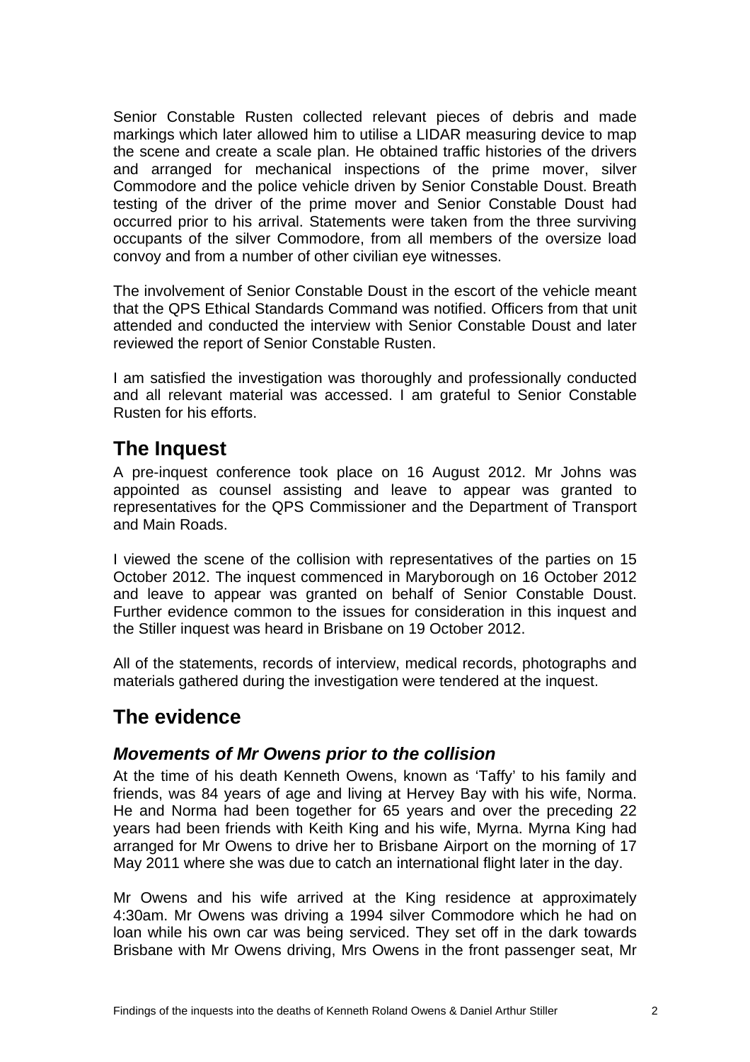Senior Constable Rusten collected relevant pieces of debris and made markings which later allowed him to utilise a LIDAR measuring device to map the scene and create a scale plan. He obtained traffic histories of the drivers and arranged for mechanical inspections of the prime mover, silver Commodore and the police vehicle driven by Senior Constable Doust. Breath testing of the driver of the prime mover and Senior Constable Doust had occurred prior to his arrival. Statements were taken from the three surviving occupants of the silver Commodore, from all members of the oversize load convoy and from a number of other civilian eye witnesses.

The involvement of Senior Constable Doust in the escort of the vehicle meant that the QPS Ethical Standards Command was notified. Officers from that unit attended and conducted the interview with Senior Constable Doust and later reviewed the report of Senior Constable Rusten.

I am satisfied the investigation was thoroughly and professionally conducted and all relevant material was accessed. I am grateful to Senior Constable Rusten for his efforts.

## The Inquest

A pre-inquest conference took place on 16 August 2012. Mr Johns was appointed as counsel assisting and leave to appear was granted to representatives for the QPS Commissioner and the Department of Transport and Main Roads.

I viewed the scene of the collision with representatives of the parties on 15 October 2012. The inquest commenced in Maryborough on 16 October 2012 and leave to appear was granted on behalf of Senior Constable Doust. Further evidence common to the issues for consideration in this inquest and the Stiller inquest was heard in Brisbane on 19 October 2012.

All of the statements, records of interview, medical records, photographs and materials gathered during the investigation were tendered at the inquest.

## The evidence

### *Movements of Mr Owens prior to the collision*

At the time of his death Kenneth Owens, known as 'Taffy' to his family and friends, was 84 years of age and living at Hervey Bay with his wife, Norma. He and Norma had been together for 65 years and over the preceding 22 years had been friends with Keith King and his wife, Myrna. Myrna King had arranged for Mr Owens to drive her to Brisbane Airport on the morning of 17 May 2011 where she was due to catch an international flight later in the day.

Mr Owens and his wife arrived at the King residence at approximately 4:30am. Mr Owens was driving a 1994 silver Commodore which he had on loan while his own car was being serviced. They set off in the dark towards Brisbane with Mr Owens driving, Mrs Owens in the front passenger seat, Mr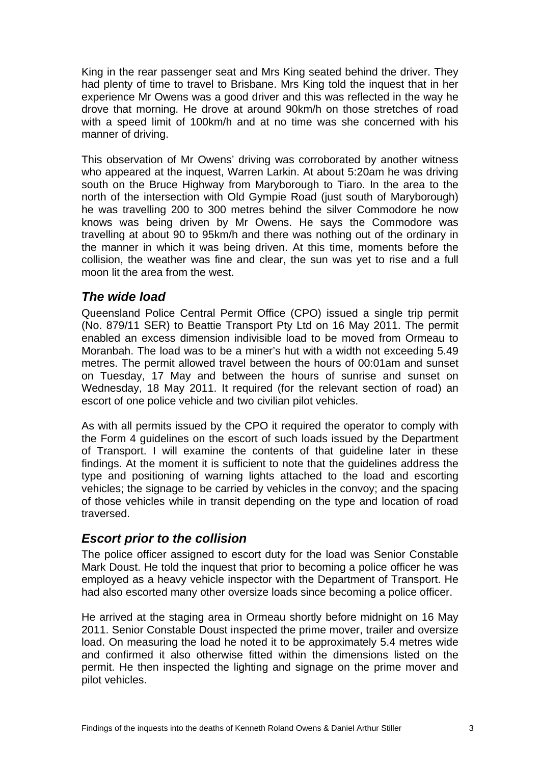King in the rear passenger seat and Mrs King seated behind the driver. They had plenty of time to travel to Brisbane. Mrs King told the inquest that in her experience Mr Owens was a good driver and this was reflected in the way he drove that morning. He drove at around 90km/h on those stretches of road with a speed limit of 100km/h and at no time was she concerned with his manner of driving.

This observation of Mr Owens' driving was corroborated by another witness who appeared at the inquest, Warren Larkin. At about 5:20am he was driving south on the Bruce Highway from Maryborough to Tiaro. In the area to the north of the intersection with Old Gympie Road (just south of Maryborough) he was travelling 200 to 300 metres behind the silver Commodore he now knows was being driven by Mr Owens. He says the Commodore was travelling at about 90 to 95km/h and there was nothing out of the ordinary in the manner in which it was being driven. At this time, moments before the collision, the weather was fine and clear, the sun was yet to rise and a full moon lit the area from the west.

## *The wide load*

Queensland Police Central Permit Office (CPO) issued a single trip permit (No. 879/11 SER) to Beattie Transport Pty Ltd on 16 May 2011. The permit enabled an excess dimension indivisible load to be moved from Ormeau to Moranbah. The load was to be a miner's hut with a width not exceeding 5.49 metres. The permit allowed travel between the hours of 00:01am and sunset on Tuesday, 17 May and between the hours of sunrise and sunset on Wednesday, 18 May 2011. It required (for the relevant section of road) an escort of one police vehicle and two civilian pilot vehicles.

As with all permits issued by the CPO it required the operator to comply with the Form 4 guidelines on the escort of such loads issued by the Department of Transport. I will examine the contents of that guideline later in these findings. At the moment it is sufficient to note that the guidelines address the type and positioning of warning lights attached to the load and escorting vehicles; the signage to be carried by vehicles in the convoy; and the spacing of those vehicles while in transit depending on the type and location of road traversed.

## *Escort prior to the collision*

The police officer assigned to escort duty for the load was Senior Constable Mark Doust. He told the inquest that prior to becoming a police officer he was employed as a heavy vehicle inspector with the Department of Transport. He had also escorted many other oversize loads since becoming a police officer.

He arrived at the staging area in Ormeau shortly before midnight on 16 May 2011. Senior Constable Doust inspected the prime mover, trailer and oversize load. On measuring the load he noted it to be approximately 5.4 metres wide and confirmed it also otherwise fitted within the dimensions listed on the permit. He then inspected the lighting and signage on the prime mover and pilot vehicles.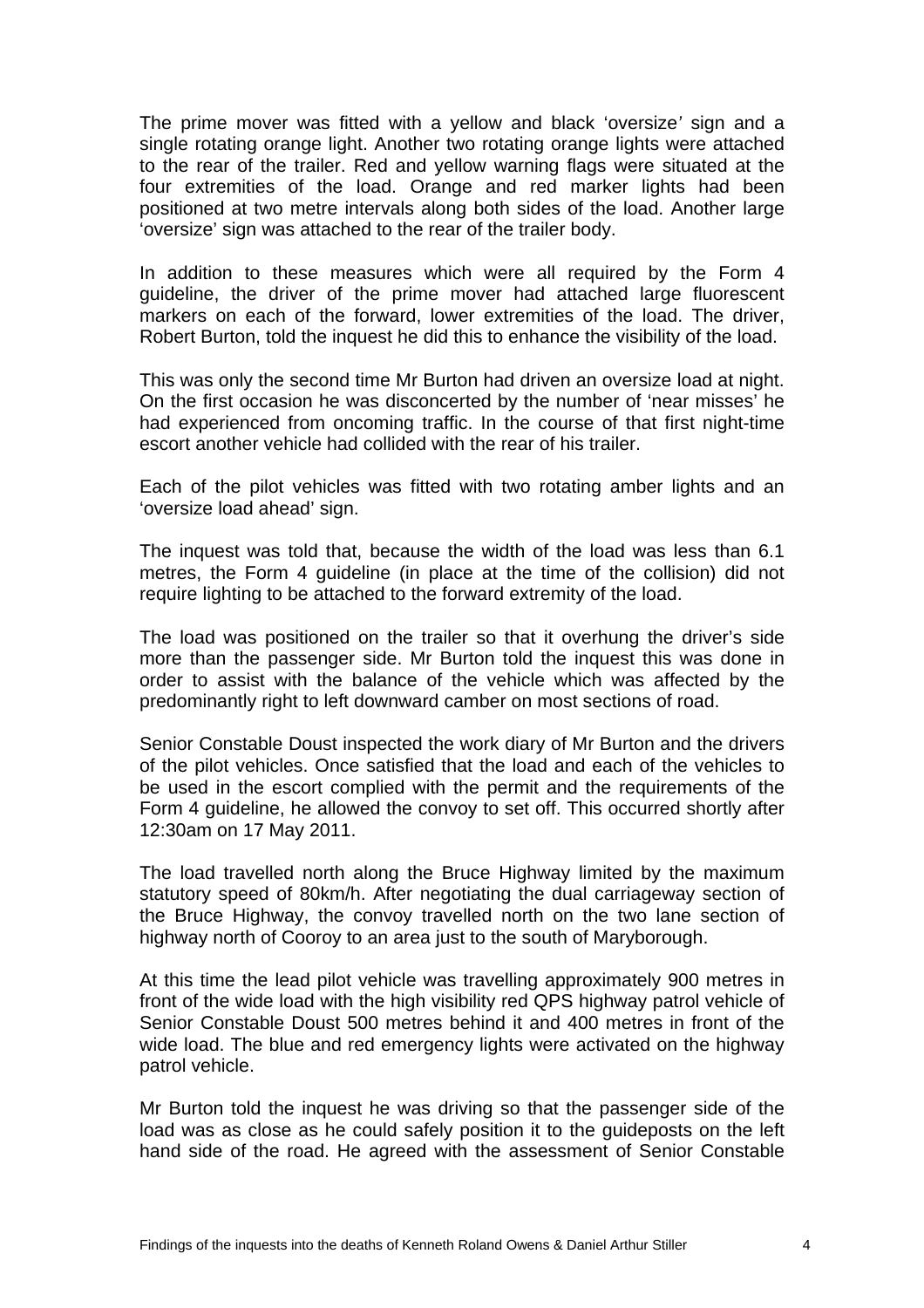The prime mover was fitted with a yellow and black 'oversize' sign and a single rotating orange light. Another two rotating orange lights were attached to the rear of the trailer. Red and yellow warning flags were situated at the four extremities of the load. Orange and red marker lights had been positioned at two metre intervals along both sides of the load. Another large 'oversize' sign was attached to the rear of the trailer body.

In addition to these measures which were all required by the Form 4 guideline, the driver of the prime mover had attached large fluorescent markers on each of the forward, lower extremities of the load. The driver, Robert Burton, told the inquest he did this to enhance the visibility of the load.

This was only the second time Mr Burton had driven an oversize load at night. On the first occasion he was disconcerted by the number of 'near misses' he had experienced from oncoming traffic. In the course of that first night-time escort another vehicle had collided with the rear of his trailer.

Each of the pilot vehicles was fitted with two rotating amber lights and an 'oversize load ahead' sign.

The inquest was told that, because the width of the load was less than 6.1 metres, the Form 4 guideline (in place at the time of the collision) did not require lighting to be attached to the forward extremity of the load.

The load was positioned on the trailer so that it overhung the driver's side more than the passenger side. Mr Burton told the inquest this was done in order to assist with the balance of the vehicle which was affected by the predominantly right to left downward camber on most sections of road.

Senior Constable Doust inspected the work diary of Mr Burton and the drivers of the pilot vehicles. Once satisfied that the load and each of the vehicles to be used in the escort complied with the permit and the requirements of the Form 4 guideline, he allowed the convoy to set off. This occurred shortly after 12:30am on 17 May 2011.

The load travelled north along the Bruce Highway limited by the maximum statutory speed of 80km/h. After negotiating the dual carriageway section of the Bruce Highway, the convoy travelled north on the two lane section of highway north of Cooroy to an area just to the south of Maryborough.

At this time the lead pilot vehicle was travelling approximately 900 metres in front of the wide load with the high visibility red QPS highway patrol vehicle of Senior Constable Doust 500 metres behind it and 400 metres in front of the wide load. The blue and red emergency lights were activated on the highway patrol vehicle.

Mr Burton told the inquest he was driving so that the passenger side of the load was as close as he could safely position it to the guideposts on the left hand side of the road. He agreed with the assessment of Senior Constable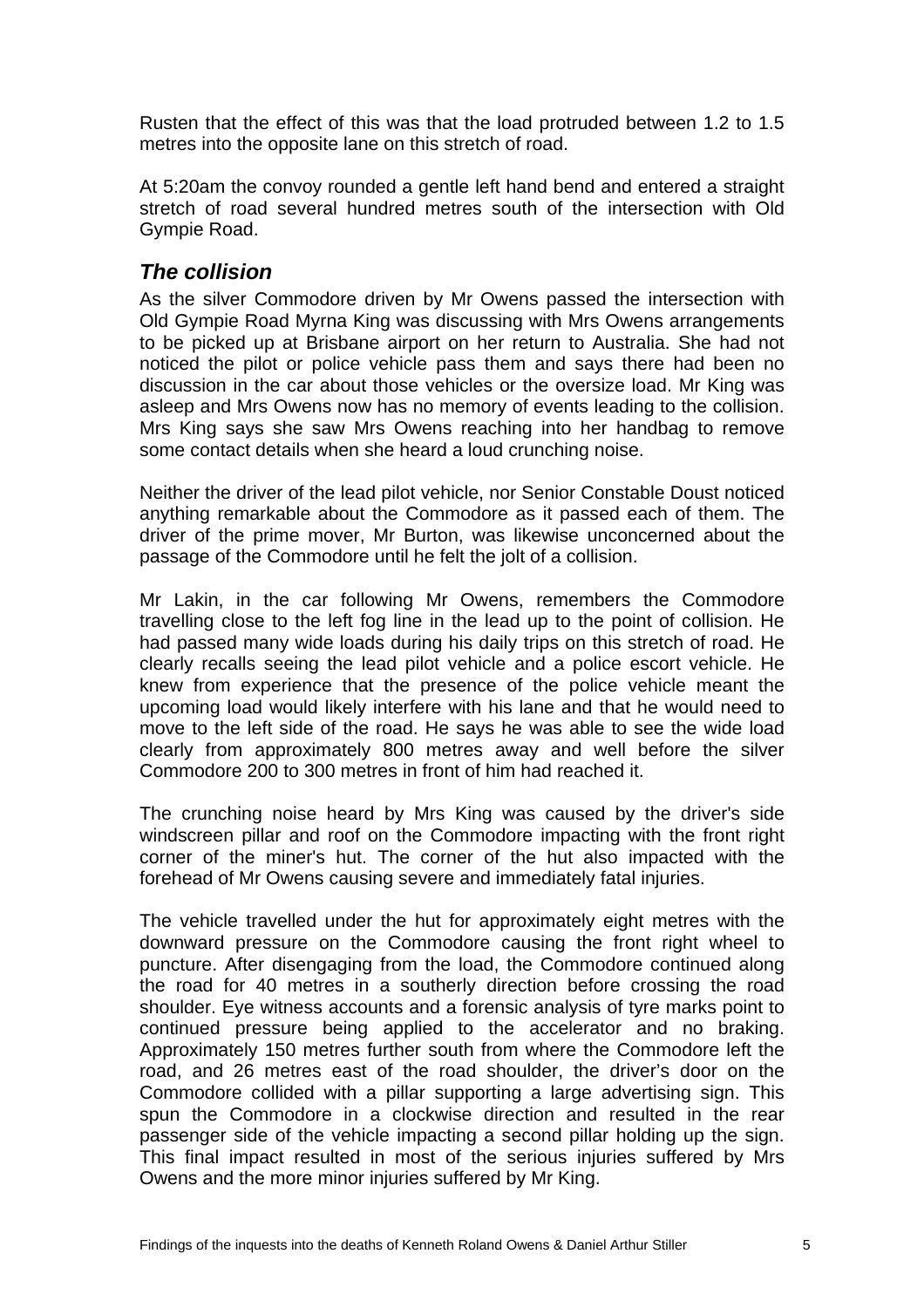Rusten that the effect of this was that the load protruded between 1.2 to 1.5 metres into the opposite lane on this stretch of road.

At 5:20am the convoy rounded a gentle left hand bend and entered a straight stretch of road several hundred metres south of the intersection with Old Gympie Road.

### *The collision*

As the silver Commodore driven by Mr Owens passed the intersection with Old Gympie Road Myrna King was discussing with Mrs Owens arrangements to be picked up at Brisbane airport on her return to Australia. She had not noticed the pilot or police vehicle pass them and says there had been no discussion in the car about those vehicles or the oversize load. Mr King was asleep and Mrs Owens now has no memory of events leading to the collision. Mrs King says she saw Mrs Owens reaching into her handbag to remove some contact details when she heard a loud crunching noise.

Neither the driver of the lead pilot vehicle, nor Senior Constable Doust noticed anything remarkable about the Commodore as it passed each of them. The driver of the prime mover, Mr Burton, was likewise unconcerned about the passage of the Commodore until he felt the jolt of a collision.

Mr Lakin, in the car following Mr Owens, remembers the Commodore travelling close to the left fog line in the lead up to the point of collision. He had passed many wide loads during his daily trips on this stretch of road. He clearly recalls seeing the lead pilot vehicle and a police escort vehicle. He knew from experience that the presence of the police vehicle meant the upcoming load would likely interfere with his lane and that he would need to move to the left side of the road. He says he was able to see the wide load clearly from approximately 800 metres away and well before the silver Commodore 200 to 300 metres in front of him had reached it.

The crunching noise heard by Mrs King was caused by the driver's side windscreen pillar and roof on the Commodore impacting with the front right corner of the miner's hut. The corner of the hut also impacted with the forehead of Mr Owens causing severe and immediately fatal injuries.

The vehicle travelled under the hut for approximately eight metres with the downward pressure on the Commodore causing the front right wheel to puncture. After disengaging from the load, the Commodore continued along the road for 40 metres in a southerly direction before crossing the road shoulder. Eye witness accounts and a forensic analysis of tyre marks point to continued pressure being applied to the accelerator and no braking. Approximately 150 metres further south from where the Commodore left the road, and 26 metres east of the road shoulder, the driver's door on the Commodore collided with a pillar supporting a large advertising sign. This spun the Commodore in a clockwise direction and resulted in the rear passenger side of the vehicle impacting a second pillar holding up the sign. This final impact resulted in most of the serious injuries suffered by Mrs Owens and the more minor injuries suffered by Mr King.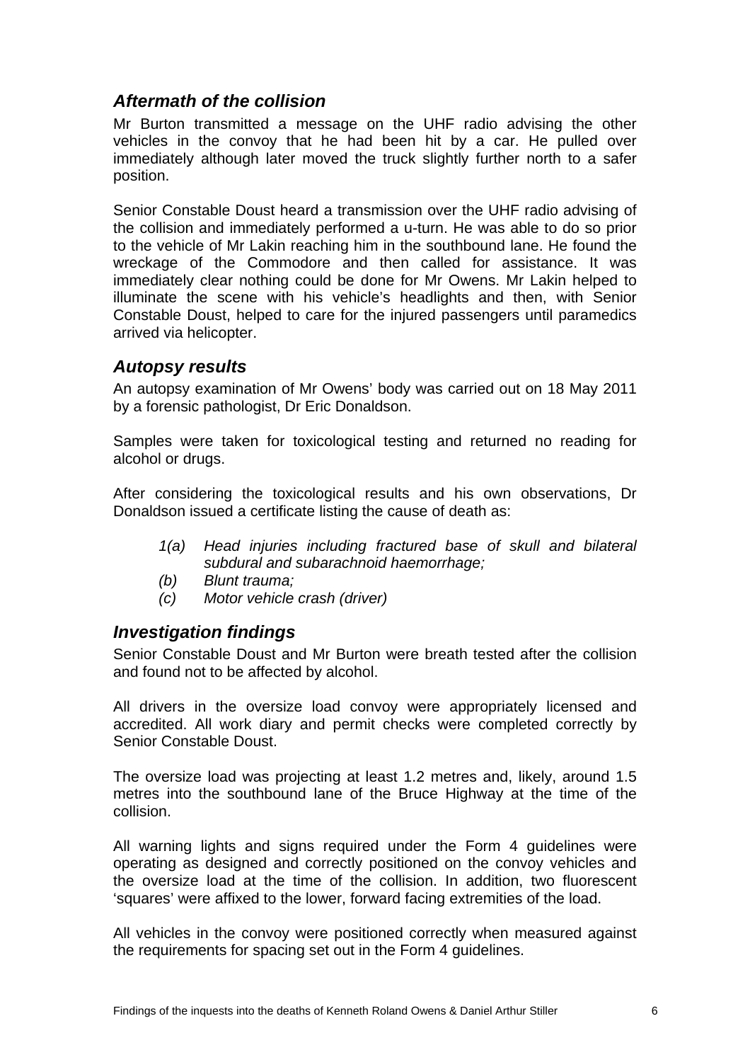## *Aftermath of the collision*

Mr Burton transmitted a message on the UHF radio advising the other vehicles in the convoy that he had been hit by a car. He pulled over immediately although later moved the truck slightly further north to a safer position.

Senior Constable Doust heard a transmission over the UHF radio advising of the collision and immediately performed a u-turn. He was able to do so prior to the vehicle of Mr Lakin reaching him in the southbound lane. He found the wreckage of the Commodore and then called for assistance. It was immediately clear nothing could be done for Mr Owens. Mr Lakin helped to illuminate the scene with his vehicle's headlights and then, with Senior Constable Doust, helped to care for the injured passengers until paramedics arrived via helicopter.

## *Autopsy results*

An autopsy examination of Mr Owens' body was carried out on 18 May 2011 by a forensic pathologist, Dr Eric Donaldson.

Samples were taken for toxicological testing and returned no reading for alcohol or drugs.

After considering the toxicological results and his own observations, Dr Donaldson issued a certificate listing the cause of death as:

- *1(a) Head injuries including fractured base of skull and bilateral subdural and subarachnoid haemorrhage;*
- *(b) Blunt trauma;*
- *(c) Motor vehicle crash (driver)*

## *Investigation findings*

Senior Constable Doust and Mr Burton were breath tested after the collision and found not to be affected by alcohol.

All drivers in the oversize load convoy were appropriately licensed and accredited. All work diary and permit checks were completed correctly by Senior Constable Doust.

The oversize load was projecting at least 1.2 metres and, likely, around 1.5 metres into the southbound lane of the Bruce Highway at the time of the collision.

All warning lights and signs required under the Form 4 guidelines were operating as designed and correctly positioned on the convoy vehicles and the oversize load at the time of the collision. In addition, two fluorescent 'squares' were affixed to the lower, forward facing extremities of the load.

All vehicles in the convoy were positioned correctly when measured against the requirements for spacing set out in the Form 4 guidelines.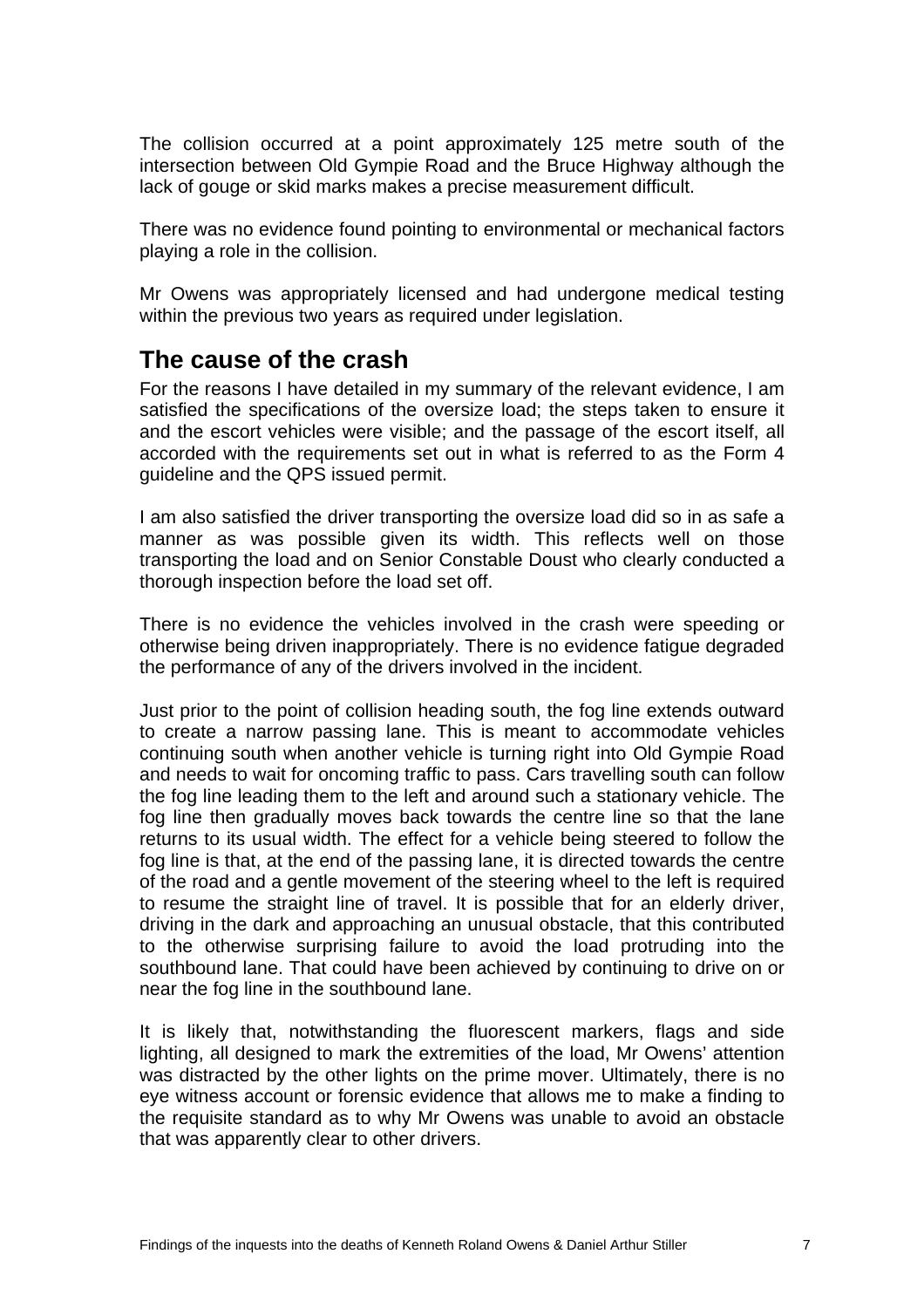The collision occurred at a point approximately 125 metre south of the intersection between Old Gympie Road and the Bruce Highway although the lack of gouge or skid marks makes a precise measurement difficult.

There was no evidence found pointing to environmental or mechanical factors playing a role in the collision.

Mr Owens was appropriately licensed and had undergone medical testing within the previous two years as required under legislation.

## The cause of the crash

For the reasons I have detailed in my summary of the relevant evidence, I am satisfied the specifications of the oversize load; the steps taken to ensure it and the escort vehicles were visible; and the passage of the escort itself, all accorded with the requirements set out in what is referred to as the Form 4 guideline and the QPS issued permit.

I am also satisfied the driver transporting the oversize load did so in as safe a manner as was possible given its width. This reflects well on those transporting the load and on Senior Constable Doust who clearly conducted a thorough inspection before the load set off.

There is no evidence the vehicles involved in the crash were speeding or otherwise being driven inappropriately. There is no evidence fatigue degraded the performance of any of the drivers involved in the incident.

Just prior to the point of collision heading south, the fog line extends outward to create a narrow passing lane. This is meant to accommodate vehicles continuing south when another vehicle is turning right into Old Gympie Road and needs to wait for oncoming traffic to pass. Cars travelling south can follow the fog line leading them to the left and around such a stationary vehicle. The fog line then gradually moves back towards the centre line so that the lane returns to its usual width. The effect for a vehicle being steered to follow the fog line is that, at the end of the passing lane, it is directed towards the centre of the road and a gentle movement of the steering wheel to the left is required to resume the straight line of travel. It is possible that for an elderly driver, driving in the dark and approaching an unusual obstacle, that this contributed to the otherwise surprising failure to avoid the load protruding into the southbound lane. That could have been achieved by continuing to drive on or near the fog line in the southbound lane.

It is likely that, notwithstanding the fluorescent markers, flags and side lighting, all designed to mark the extremities of the load, Mr Owens' attention was distracted by the other lights on the prime mover. Ultimately, there is no eye witness account or forensic evidence that allows me to make a finding to the requisite standard as to why Mr Owens was unable to avoid an obstacle that was apparently clear to other drivers.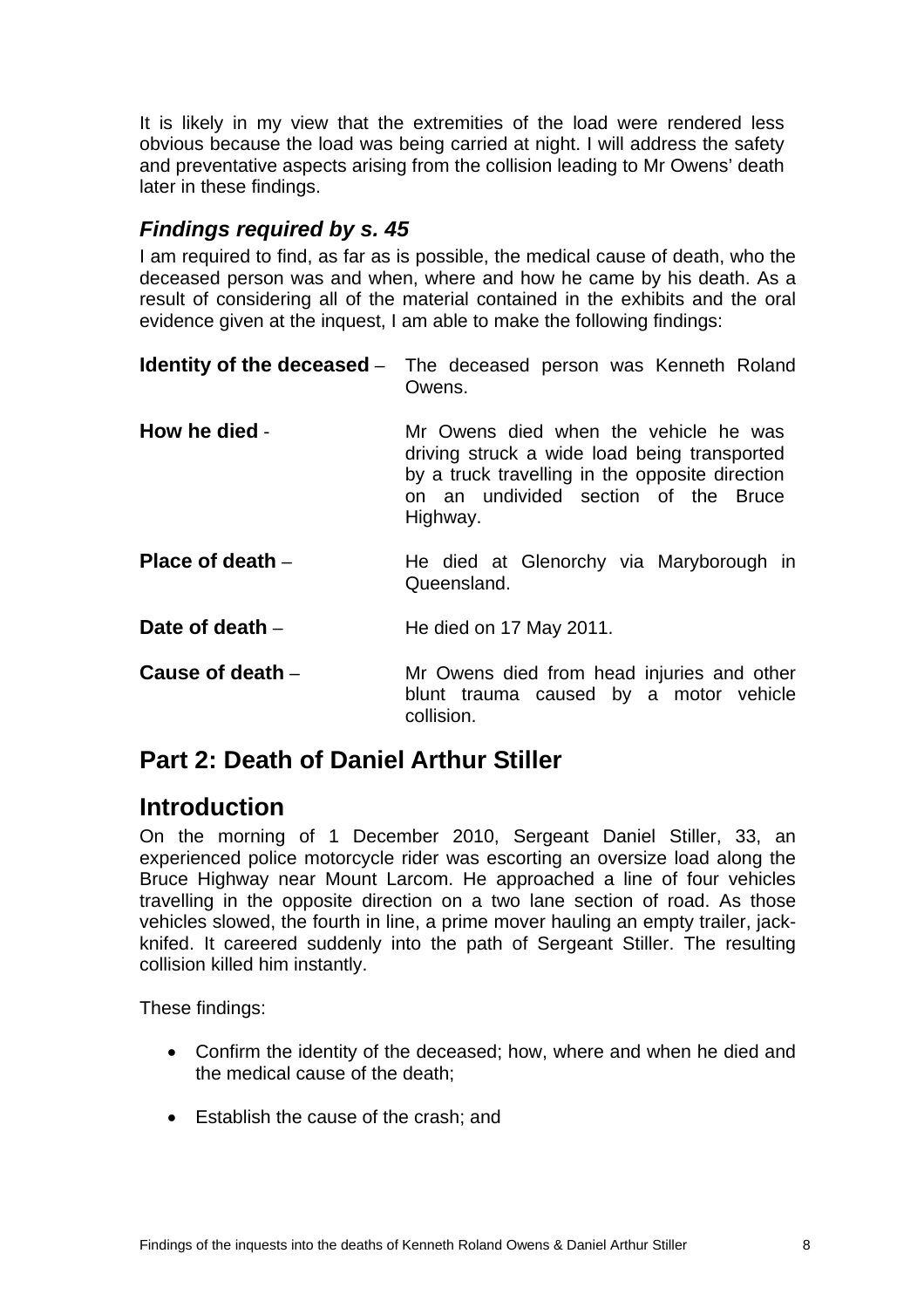It is likely in my view that the extremities of the load were rendered less obvious because the load was being carried at night. I will address the safety and preventative aspects arising from the collision leading to Mr Owens' death later in these findings.

### *Findings required by s. 45*

I am required to find, as far as is possible, the medical cause of death, who the deceased person was and when, where and how he came by his death. As a result of considering all of the material contained in the exhibits and the oral evidence given at the inquest, I am able to make the following findings:

**Identity of the deceased** – The deceased person was Kenneth Roland Owens.

**How he died** - Mr Owens died when the vehicle he was driving struck a wide load being transported by a truck travelling in the opposite direction on an undivided section of the Bruce Highway.

**Place of death** – He died at Glenorchy via Maryborough in Queensland.

**Date of death** – He died on 17 May 2011.

**Cause of death** – Mr Owens died from head injuries and other blunt trauma caused by a motor vehicle collision.

## Part 2: Death of Daniel Arthur Stiller

## Introduction

On the morning of 1 December 2010, Sergeant Daniel Stiller, 33, an experienced police motorcycle rider was escorting an oversize load along the Bruce Highway near Mount Larcom. He approached a line of four vehicles travelling in the opposite direction on a two lane section of road. As those vehicles slowed, the fourth in line, a prime mover hauling an empty trailer, jack-knifed. It careered suddenly into the path of Sergeant Stiller. The resulting collision killed him instantly.

These findings:

- Confirm the identity of the deceased; how, where and when he died and the medical cause of the death;
- Establish the cause of the crash; and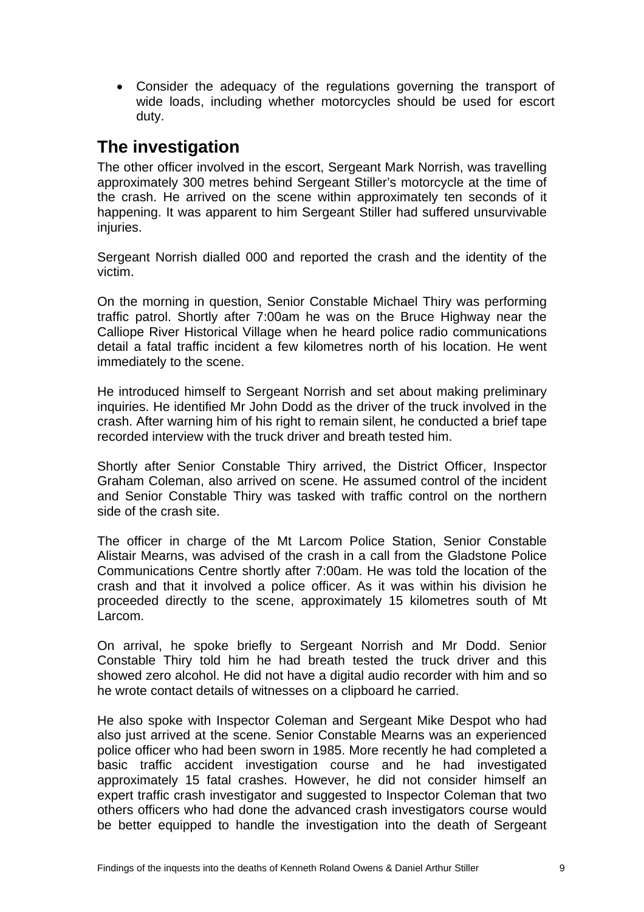- Consider the adequacy of the regulations governing the transport of wide loads, including whether motorcycles should be used for escort duty.

## The investigation

The other officer involved in the escort, Sergeant Mark Norrish, was travelling approximately 300 metres behind Sergeant Stiller's motorcycle at the time of the crash. He arrived on the scene within approximately ten seconds of it happening. It was apparent to him Sergeant Stiller had suffered unsurvivable injuries.

Sergeant Norrish dialled 000 and reported the crash and the identity of the victim.

On the morning in question, Senior Constable Michael Thiry was performing traffic patrol. Shortly after 7:00am he was on the Bruce Highway near the Calliope River Historical Village when he heard police radio communications detail a fatal traffic incident a few kilometres north of his location. He went immediately to the scene.

He introduced himself to Sergeant Norrish and set about making preliminary inquiries. He identified Mr John Dodd as the driver of the truck involved in the crash. After warning him of his right to remain silent, he conducted a brief tape recorded interview with the truck driver and breath tested him.

Shortly after Senior Constable Thiry arrived, the District Officer, Inspector Graham Coleman, also arrived on scene. He assumed control of the incident and Senior Constable Thiry was tasked with traffic control on the northern side of the crash site.

The officer in charge of the Mt Larcom Police Station, Senior Constable Alistair Mearns, was advised of the crash in a call from the Gladstone Police Communications Centre shortly after 7:00am. He was told the location of the crash and that it involved a police officer. As it was within his division he proceeded directly to the scene, approximately 15 kilometres south of Mt Larcom.

On arrival, he spoke briefly to Sergeant Norrish and Mr Dodd. Senior Constable Thiry told him he had breath tested the truck driver and this showed zero alcohol. He did not have a digital audio recorder with him and so he wrote contact details of witnesses on a clipboard he carried.

He also spoke with Inspector Coleman and Sergeant Mike Despot who had also just arrived at the scene. Senior Constable Mearns was an experienced police officer who had been sworn in 1985. More recently he had completed a basic traffic accident investigation course and he had investigated approximately 15 fatal crashes. However, he did not consider himself an expert traffic crash investigator and suggested to Inspector Coleman that two others officers who had done the advanced crash investigators course would be better equipped to handle the investigation into the death of Sergeant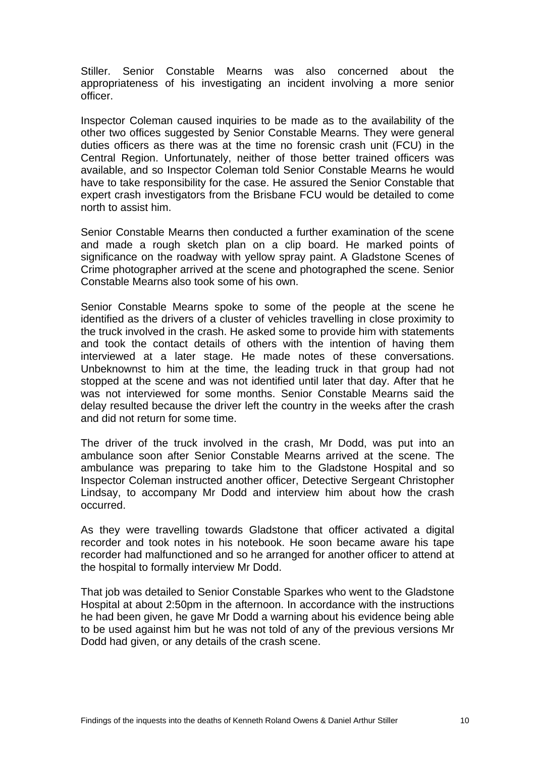Stiller. Senior Constable Mearns was also concerned about the appropriateness of his investigating an incident involving a more senior officer.

Inspector Coleman caused inquiries to be made as to the availability of the other two offices suggested by Senior Constable Mearns. They were general duties officers as there was at the time no forensic crash unit (FCU) in the Central Region. Unfortunately, neither of those better trained officers was available, and so Inspector Coleman told Senior Constable Mearns he would have to take responsibility for the case. He assured the Senior Constable that expert crash investigators from the Brisbane FCU would be detailed to come north to assist him.

Senior Constable Mearns then conducted a further examination of the scene and made a rough sketch plan on a clip board. He marked points of significance on the roadway with yellow spray paint. A Gladstone Scenes of Crime photographer arrived at the scene and photographed the scene. Senior Constable Mearns also took some of his own.

Senior Constable Mearns spoke to some of the people at the scene he identified as the drivers of a cluster of vehicles travelling in close proximity to the truck involved in the crash. He asked some to provide him with statements and took the contact details of others with the intention of having them interviewed at a later stage. He made notes of these conversations. Unbeknownst to him at the time, the leading truck in that group had not stopped at the scene and was not identified until later that day. After that he was not interviewed for some months. Senior Constable Mearns said the delay resulted because the driver left the country in the weeks after the crash and did not return for some time.

The driver of the truck involved in the crash, Mr Dodd, was put into an ambulance soon after Senior Constable Mearns arrived at the scene. The ambulance was preparing to take him to the Gladstone Hospital and so Inspector Coleman instructed another officer, Detective Sergeant Christopher Lindsay, to accompany Mr Dodd and interview him about how the crash occurred.

As they were travelling towards Gladstone that officer activated a digital recorder and took notes in his notebook. He soon became aware his tape recorder had malfunctioned and so he arranged for another officer to attend at the hospital to formally interview Mr Dodd.

That job was detailed to Senior Constable Sparkes who went to the Gladstone Hospital at about 2:50pm in the afternoon. In accordance with the instructions he had been given, he gave Mr Dodd a warning about his evidence being able to be used against him but he was not told of any of the previous versions Mr Dodd had given, or any details of the crash scene.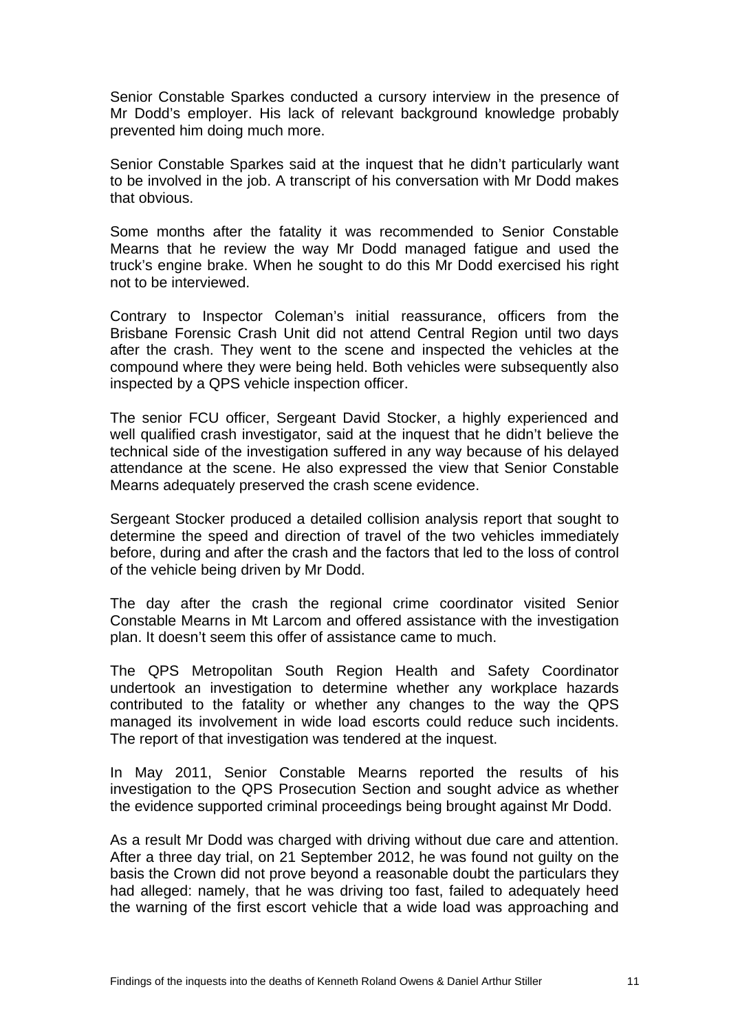Senior Constable Sparkes conducted a cursory interview in the presence of Mr Dodd's employer. His lack of relevant background knowledge probably prevented him doing much more.

Senior Constable Sparkes said at the inquest that he didn't particularly want to be involved in the job. A transcript of his conversation with Mr Dodd makes that obvious.

Some months after the fatality it was recommended to Senior Constable Mearns that he review the way Mr Dodd managed fatigue and used the truck's engine brake. When he sought to do this Mr Dodd exercised his right not to be interviewed.

Contrary to Inspector Coleman's initial reassurance, officers from the Brisbane Forensic Crash Unit did not attend Central Region until two days after the crash. They went to the scene and inspected the vehicles at the compound where they were being held. Both vehicles were subsequently also inspected by a QPS vehicle inspection officer.

The senior FCU officer, Sergeant David Stocker, a highly experienced and well qualified crash investigator, said at the inquest that he didn't believe the technical side of the investigation suffered in any way because of his delayed attendance at the scene. He also expressed the view that Senior Constable Mearns adequately preserved the crash scene evidence.

Sergeant Stocker produced a detailed collision analysis report that sought to determine the speed and direction of travel of the two vehicles immediately before, during and after the crash and the factors that led to the loss of control of the vehicle being driven by Mr Dodd.

The day after the crash the regional crime coordinator visited Senior Constable Mearns in Mt Larcom and offered assistance with the investigation plan. It doesn't seem this offer of assistance came to much.

The QPS Metropolitan South Region Health and Safety Coordinator undertook an investigation to determine whether any workplace hazards contributed to the fatality or whether any changes to the way the QPS managed its involvement in wide load escorts could reduce such incidents. The report of that investigation was tendered at the inquest.

In May 2011, Senior Constable Mearns reported the results of his investigation to the QPS Prosecution Section and sought advice as whether the evidence supported criminal proceedings being brought against Mr Dodd.

As a result Mr Dodd was charged with driving without due care and attention. After a three day trial, on 21 September 2012, he was found not guilty on the basis the Crown did not prove beyond a reasonable doubt the particulars they had alleged: namely, that he was driving too fast, failed to adequately heed the warning of the first escort vehicle that a wide load was approaching and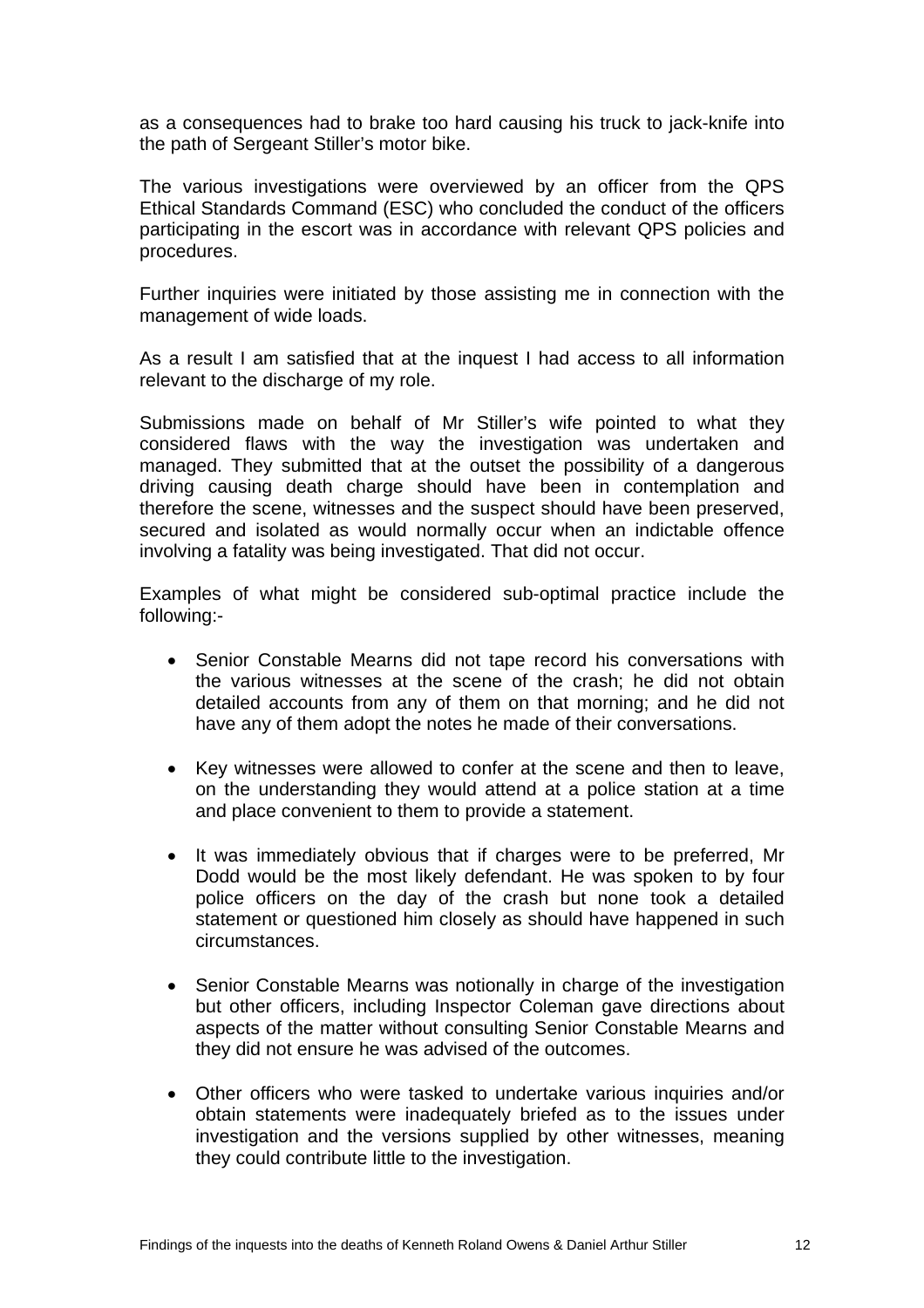as a consequences had to brake too hard causing his truck to jack-knife into the path of Sergeant Stiller's motor bike.

The various investigations were overviewed by an officer from the QPS Ethical Standards Command (ESC) who concluded the conduct of the officers participating in the escort was in accordance with relevant QPS policies and procedures.

Further inquiries were initiated by those assisting me in connection with the management of wide loads.

As a result I am satisfied that at the inquest I had access to all information relevant to the discharge of my role.

Submissions made on behalf of Mr Stiller's wife pointed to what they considered flaws with the way the investigation was undertaken and managed. They submitted that at the outset the possibility of a dangerous driving causing death charge should have been in contemplation and therefore the scene, witnesses and the suspect should have been preserved, secured and isolated as would normally occur when an indictable offence involving a fatality was being investigated. That did not occur.

Examples of what might be considered sub-optimal practice include the following:-

- Senior Constable Mearns did not tape record his conversations with the various witnesses at the scene of the crash; he did not obtain detailed accounts from any of them on that morning; and he did not have any of them adopt the notes he made of their conversations.

- Key witnesses were allowed to confer at the scene and then to leave, on the understanding they would attend at a police station at a time and place convenient to them to provide a statement.

- It was immediately obvious that if charges were to be preferred, Mr Dodd would be the most likely defendant. He was spoken to by four police officers on the day of the crash but none took a detailed statement or questioned him closely as should have happened in such circumstances.

- Senior Constable Mearns was notionally in charge of the investigation but other officers, including Inspector Coleman gave directions about aspects of the matter without consulting Senior Constable Mearns and they did not ensure he was advised of the outcomes.

- Other officers who were tasked to undertake various inquiries and/or obtain statements were inadequately briefed as to the issues under investigation and the versions supplied by other witnesses, meaning they could contribute little to the investigation.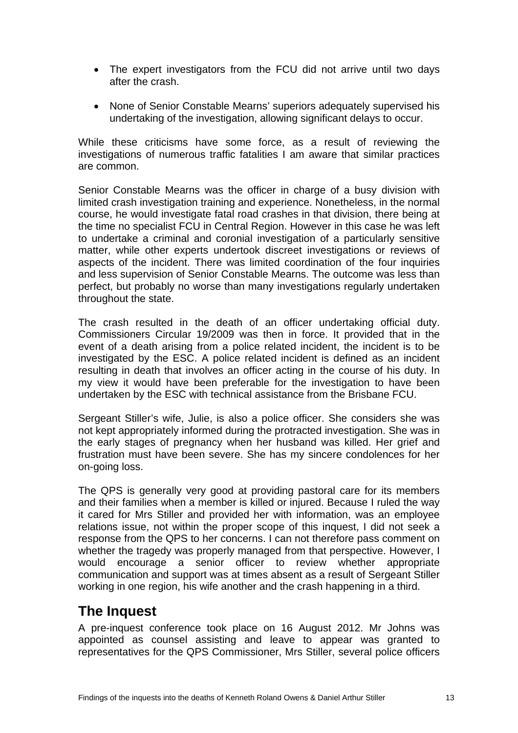- The expert investigators from the FCU did not arrive until two days after the crash.
- None of Senior Constable Mearns' superiors adequately supervised his undertaking of the investigation, allowing significant delays to occur.

While these criticisms have some force, as a result of reviewing the investigations of numerous traffic fatalities I am aware that similar practices are common.

Senior Constable Mearns was the officer in charge of a busy division with limited crash investigation training and experience. Nonetheless, in the normal course, he would investigate fatal road crashes in that division, there being at the time no specialist FCU in Central Region. However in this case he was left to undertake a criminal and coronial investigation of a particularly sensitive matter, while other experts undertook discreet investigations or reviews of aspects of the incident. There was limited coordination of the four inquiries and less supervision of Senior Constable Mearns. The outcome was less than perfect, but probably no worse than many investigations regularly undertaken throughout the state.

The crash resulted in the death of an officer undertaking official duty. Commissioners Circular 19/2009 was then in force. It provided that in the event of a death arising from a police related incident, the incident is to be investigated by the ESC. A police related incident is defined as an incident resulting in death that involves an officer acting in the course of his duty. In my view it would have been preferable for the investigation to have been undertaken by the ESC with technical assistance from the Brisbane FCU.

Sergeant Stiller's wife, Julie, is also a police officer. She considers she was not kept appropriately informed during the protracted investigation. She was in the early stages of pregnancy when her husband was killed. Her grief and frustration must have been severe. She has my sincere condolences for her on-going loss.

The QPS is generally very good at providing pastoral care for its members and their families when a member is killed or injured. Because I ruled the way it cared for Mrs Stiller and provided her with information, was an employee relations issue, not within the proper scope of this inquest, I did not seek a response from the QPS to her concerns. I can not therefore pass comment on whether the tragedy was properly managed from that perspective. However, I would encourage a senior officer to review whether appropriate communication and support was at times absent as a result of Sergeant Stiller working in one region, his wife another and the crash happening in a third.

## The Inquest

A pre-inquest conference took place on 16 August 2012. Mr Johns was appointed as counsel assisting and leave to appear was granted to representatives for the QPS Commissioner, Mrs Stiller, several police officers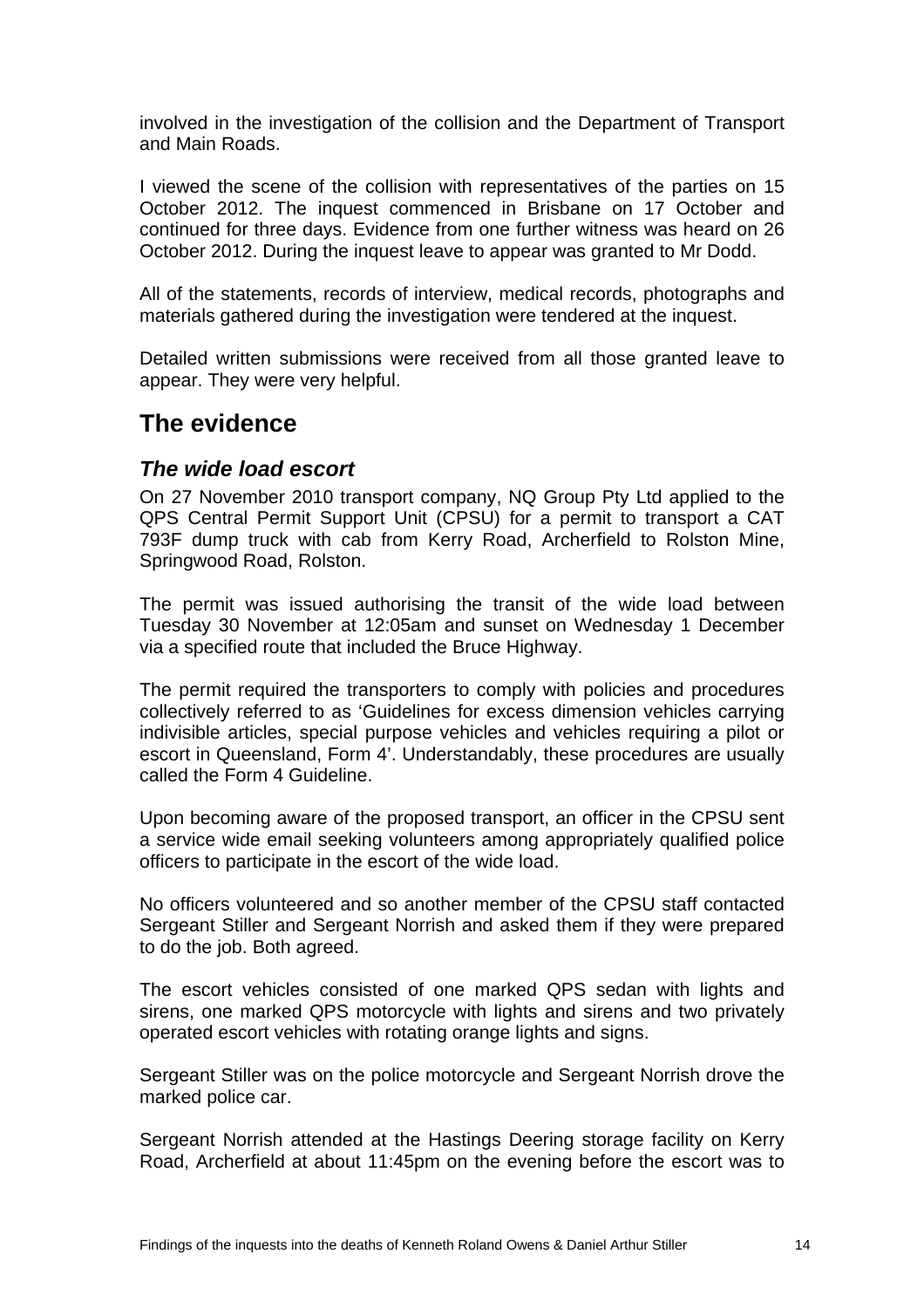involved in the investigation of the collision and the Department of Transport and Main Roads.

I viewed the scene of the collision with representatives of the parties on 15 October 2012. The inquest commenced in Brisbane on 17 October and continued for three days. Evidence from one further witness was heard on 26 October 2012. During the inquest leave to appear was granted to Mr Dodd.

All of the statements, records of interview, medical records, photographs and materials gathered during the investigation were tendered at the inquest.

Detailed written submissions were received from all those granted leave to appear. They were very helpful.

## The evidence

### *The wide load escort*

On 27 November 2010 transport company, NQ Group Pty Ltd applied to the QPS Central Permit Support Unit (CPSU) for a permit to transport a CAT 793F dump truck with cab from Kerry Road, Archerfield to Rolston Mine, Springwood Road, Rolston.

The permit was issued authorising the transit of the wide load between Tuesday 30 November at 12:05am and sunset on Wednesday 1 December via a specified route that included the Bruce Highway.

The permit required the transporters to comply with policies and procedures collectively referred to as 'Guidelines for excess dimension vehicles carrying indivisible articles, special purpose vehicles and vehicles requiring a pilot or escort in Queensland, Form 4'. Understandably, these procedures are usually called the Form 4 Guideline.

Upon becoming aware of the proposed transport, an officer in the CPSU sent a service wide email seeking volunteers among appropriately qualified police officers to participate in the escort of the wide load.

No officers volunteered and so another member of the CPSU staff contacted Sergeant Stiller and Sergeant Norrish and asked them if they were prepared to do the job. Both agreed.

The escort vehicles consisted of one marked QPS sedan with lights and sirens, one marked QPS motorcycle with lights and sirens and two privately operated escort vehicles with rotating orange lights and signs.

Sergeant Stiller was on the police motorcycle and Sergeant Norrish drove the marked police car.

Sergeant Norrish attended at the Hastings Deering storage facility on Kerry Road, Archerfield at about 11:45pm on the evening before the escort was to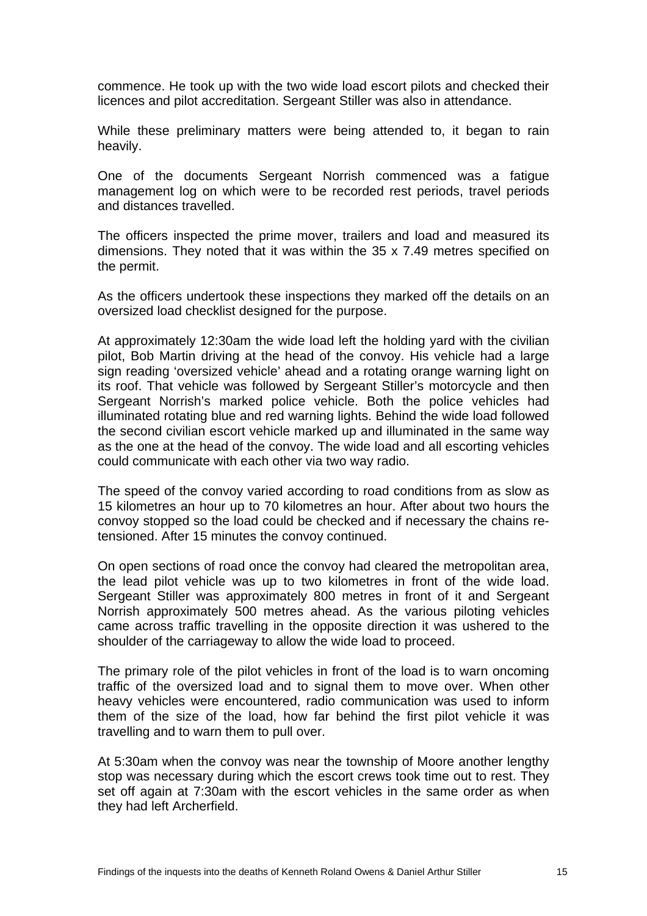commence. He took up with the two wide load escort pilots and checked their licences and pilot accreditation. Sergeant Stiller was also in attendance.

While these preliminary matters were being attended to, it began to rain heavily.

One of the documents Sergeant Norrish commenced was a fatigue management log on which were to be recorded rest periods, travel periods and distances travelled.

The officers inspected the prime mover, trailers and load and measured its dimensions. They noted that it was within the 35 x 7.49 metres specified on the permit.

As the officers undertook these inspections they marked off the details on an oversized load checklist designed for the purpose.

At approximately 12:30am the wide load left the holding yard with the civilian pilot, Bob Martin driving at the head of the convoy. His vehicle had a large sign reading 'oversized vehicle' ahead and a rotating orange warning light on its roof. That vehicle was followed by Sergeant Stiller's motorcycle and then Sergeant Norrish's marked police vehicle. Both the police vehicles had illuminated rotating blue and red warning lights. Behind the wide load followed the second civilian escort vehicle marked up and illuminated in the same way as the one at the head of the convoy. The wide load and all escorting vehicles could communicate with each other via two way radio.

The speed of the convoy varied according to road conditions from as slow as 15 kilometres an hour up to 70 kilometres an hour. After about two hours the convoy stopped so the load could be checked and if necessary the chains re-tensioned. After 15 minutes the convoy continued.

On open sections of road once the convoy had cleared the metropolitan area, the lead pilot vehicle was up to two kilometres in front of the wide load. Sergeant Stiller was approximately 800 metres in front of it and Sergeant Norrish approximately 500 metres ahead. As the various piloting vehicles came across traffic travelling in the opposite direction it was ushered to the shoulder of the carriageway to allow the wide load to proceed.

The primary role of the pilot vehicles in front of the load is to warn oncoming traffic of the oversized load and to signal them to move over. When other heavy vehicles were encountered, radio communication was used to inform them of the size of the load, how far behind the first pilot vehicle it was travelling and to warn them to pull over.

At 5:30am when the convoy was near the township of Moore another lengthy stop was necessary during which the escort crews took time out to rest. They set off again at 7:30am with the escort vehicles in the same order as when they had left Archerfield.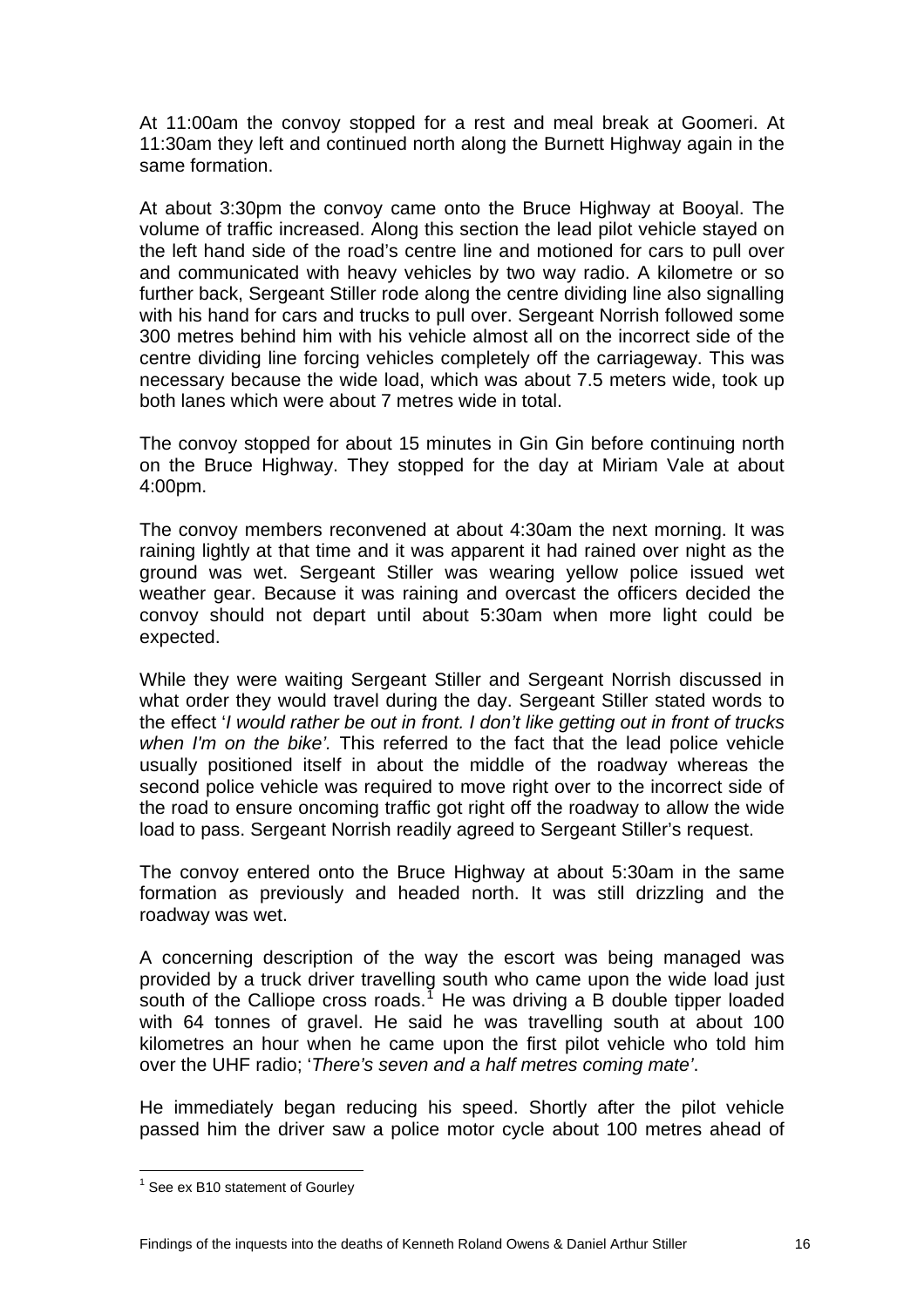At 11:00am the convoy stopped for a rest and meal break at Goomeri. At 11:30am they left and continued north along the Burnett Highway again in the same formation.

At about 3:30pm the convoy came onto the Bruce Highway at Booyal. The volume of traffic increased. Along this section the lead pilot vehicle stayed on the left hand side of the road's centre line and motioned for cars to pull over and communicated with heavy vehicles by two way radio. A kilometre or so further back, Sergeant Stiller rode along the centre dividing line also signalling with his hand for cars and trucks to pull over. Sergeant Norrish followed some 300 metres behind him with his vehicle almost all on the incorrect side of the centre dividing line forcing vehicles completely off the carriageway. This was necessary because the wide load, which was about 7.5 meters wide, took up both lanes which were about 7 metres wide in total.

The convoy stopped for about 15 minutes in Gin Gin before continuing north on the Bruce Highway. They stopped for the day at Miriam Vale at about 4:00pm.

The convoy members reconvened at about 4:30am the next morning. It was raining lightly at that time and it was apparent it had rained over night as the ground was wet. Sergeant Stiller was wearing yellow police issued wet weather gear. Because it was raining and overcast the officers decided the convoy should not depart until about 5:30am when more light could be expected.

While they were waiting Sergeant Stiller and Sergeant Norrish discussed in what order they would travel during the day. Sergeant Stiller stated words to the effect '*I would rather be out in front. I don't like getting out in front of trucks when I'm on the bike'.* This referred to the fact that the lead police vehicle usually positioned itself in about the middle of the roadway whereas the second police vehicle was required to move right over to the incorrect side of the road to ensure oncoming traffic got right off the roadway to allow the wide load to pass. Sergeant Norrish readily agreed to Sergeant Stiller's request.

The convoy entered onto the Bruce Highway at about 5:30am in the same formation as previously and headed north. It was still drizzling and the roadway was wet.

A concerning description of the way the escort was being managed was provided by a truck driver travelling south who came upon the wide load just south of the Calliope cross roads.[1] He was driving a B double tipper loaded with 64 tonnes of gravel. He said he was travelling south at about 100 kilometres an hour when he came upon the first pilot vehicle who told him over the UHF radio; '*There's seven and a half metres coming mate'*.

He immediately began reducing his speed. Shortly after the pilot vehicle passed him the driver saw a police motor cycle about 100 metres ahead of

---

[1] See ex B10 statement of Gourley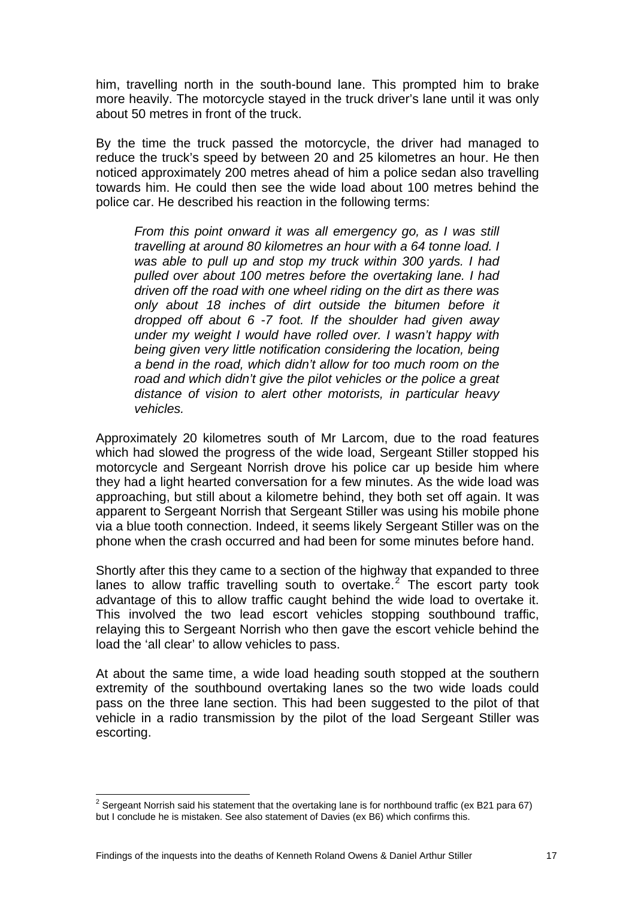him, travelling north in the south-bound lane. This prompted him to brake more heavily. The motorcycle stayed in the truck driver's lane until it was only about 50 metres in front of the truck.

By the time the truck passed the motorcycle, the driver had managed to reduce the truck's speed by between 20 and 25 kilometres an hour. He then noticed approximately 200 metres ahead of him a police sedan also travelling towards him. He could then see the wide load about 100 metres behind the police car. He described his reaction in the following terms:

> *From this point onward it was all emergency go, as I was still travelling at around 80 kilometres an hour with a 64 tonne load. I was able to pull up and stop my truck within 300 yards. I had pulled over about 100 metres before the overtaking lane. I had driven off the road with one wheel riding on the dirt as there was only about 18 inches of dirt outside the bitumen before it dropped off about 6 -7 foot. If the shoulder had given away under my weight I would have rolled over. I wasn't happy with being given very little notification considering the location, being a bend in the road, which didn't allow for too much room on the road and which didn't give the pilot vehicles or the police a great distance of vision to alert other motorists, in particular heavy vehicles.*

Approximately 20 kilometres south of Mr Larcom, due to the road features which had slowed the progress of the wide load, Sergeant Stiller stopped his motorcycle and Sergeant Norrish drove his police car up beside him where they had a light hearted conversation for a few minutes. As the wide load was approaching, but still about a kilometre behind, they both set off again. It was apparent to Sergeant Norrish that Sergeant Stiller was using his mobile phone via a blue tooth connection. Indeed, it seems likely Sergeant Stiller was on the phone when the crash occurred and had been for some minutes before hand.

Shortly after this they came to a section of the highway that expanded to three lanes to allow traffic travelling south to overtake.[2] The escort party took advantage of this to allow traffic caught behind the wide load to overtake it. This involved the two lead escort vehicles stopping southbound traffic, relaying this to Sergeant Norrish who then gave the escort vehicle behind the load the 'all clear' to allow vehicles to pass.

At about the same time, a wide load heading south stopped at the southern extremity of the southbound overtaking lanes so the two wide loads could pass on the three lane section. This had been suggested to the pilot of that vehicle in a radio transmission by the pilot of the load Sergeant Stiller was escorting.

---

[2] Sergeant Norrish said his statement that the overtaking lane is for northbound traffic (ex B21 para 67) but I conclude he is mistaken. See also statement of Davies (ex B6) which confirms this.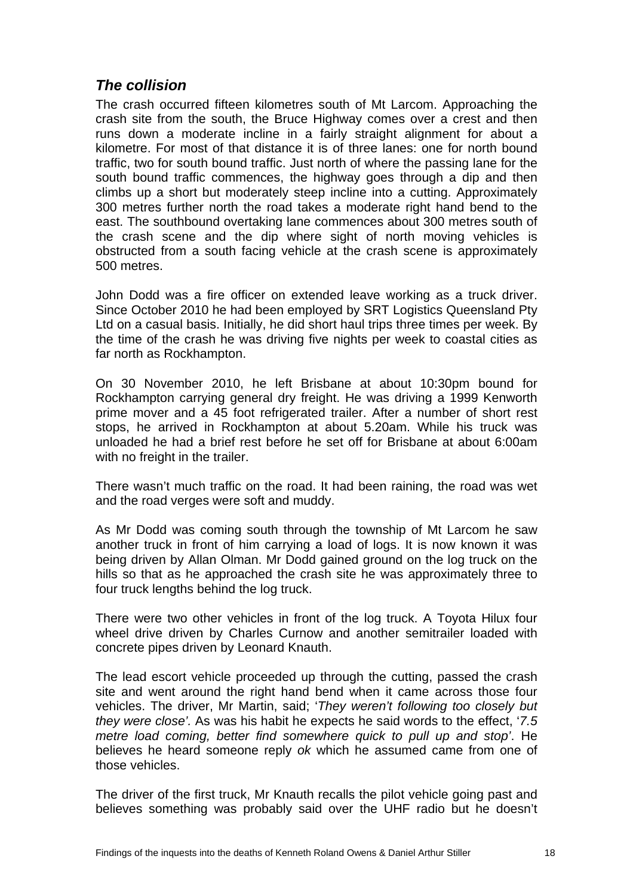### *The collision*

The crash occurred fifteen kilometres south of Mt Larcom. Approaching the crash site from the south, the Bruce Highway comes over a crest and then runs down a moderate incline in a fairly straight alignment for about a kilometre. For most of that distance it is of three lanes: one for north bound traffic, two for south bound traffic. Just north of where the passing lane for the south bound traffic commences, the highway goes through a dip and then climbs up a short but moderately steep incline into a cutting. Approximately 300 metres further north the road takes a moderate right hand bend to the east. The southbound overtaking lane commences about 300 metres south of the crash scene and the dip where sight of north moving vehicles is obstructed from a south facing vehicle at the crash scene is approximately 500 metres.

John Dodd was a fire officer on extended leave working as a truck driver. Since October 2010 he had been employed by SRT Logistics Queensland Pty Ltd on a casual basis. Initially, he did short haul trips three times per week. By the time of the crash he was driving five nights per week to coastal cities as far north as Rockhampton.

On 30 November 2010, he left Brisbane at about 10:30pm bound for Rockhampton carrying general dry freight. He was driving a 1999 Kenworth prime mover and a 45 foot refrigerated trailer. After a number of short rest stops, he arrived in Rockhampton at about 5.20am. While his truck was unloaded he had a brief rest before he set off for Brisbane at about 6:00am with no freight in the trailer.

There wasn't much traffic on the road. It had been raining, the road was wet and the road verges were soft and muddy.

As Mr Dodd was coming south through the township of Mt Larcom he saw another truck in front of him carrying a load of logs. It is now known it was being driven by Allan Olman. Mr Dodd gained ground on the log truck on the hills so that as he approached the crash site he was approximately three to four truck lengths behind the log truck.

There were two other vehicles in front of the log truck. A Toyota Hilux four wheel drive driven by Charles Curnow and another semitrailer loaded with concrete pipes driven by Leonard Knauth.

The lead escort vehicle proceeded up through the cutting, passed the crash site and went around the right hand bend when it came across those four vehicles. The driver, Mr Martin, said; '*They weren't following too closely but they were close'*. As was his habit he expects he said words to the effect, '*7.5 metre load coming, better find somewhere quick to pull up and stop'*. He believes he heard someone reply *ok* which he assumed came from one of those vehicles.

The driver of the first truck, Mr Knauth recalls the pilot vehicle going past and believes something was probably said over the UHF radio but he doesn't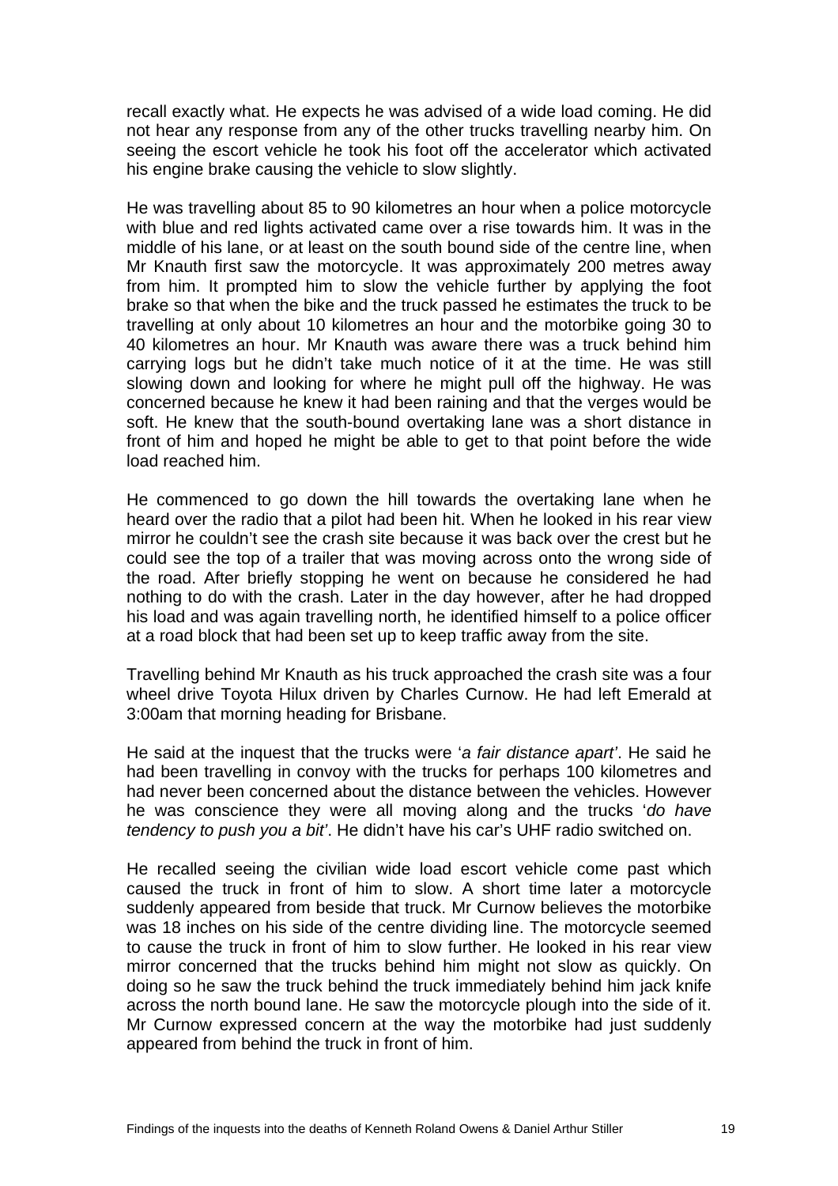recall exactly what. He expects he was advised of a wide load coming. He did not hear any response from any of the other trucks travelling nearby him. On seeing the escort vehicle he took his foot off the accelerator which activated his engine brake causing the vehicle to slow slightly.

He was travelling about 85 to 90 kilometres an hour when a police motorcycle with blue and red lights activated came over a rise towards him. It was in the middle of his lane, or at least on the south bound side of the centre line, when Mr Knauth first saw the motorcycle. It was approximately 200 metres away from him. It prompted him to slow the vehicle further by applying the foot brake so that when the bike and the truck passed he estimates the truck to be travelling at only about 10 kilometres an hour and the motorbike going 30 to 40 kilometres an hour. Mr Knauth was aware there was a truck behind him carrying logs but he didn't take much notice of it at the time. He was still slowing down and looking for where he might pull off the highway. He was concerned because he knew it had been raining and that the verges would be soft. He knew that the south-bound overtaking lane was a short distance in front of him and hoped he might be able to get to that point before the wide load reached him.

He commenced to go down the hill towards the overtaking lane when he heard over the radio that a pilot had been hit. When he looked in his rear view mirror he couldn't see the crash site because it was back over the crest but he could see the top of a trailer that was moving across onto the wrong side of the road. After briefly stopping he went on because he considered he had nothing to do with the crash. Later in the day however, after he had dropped his load and was again travelling north, he identified himself to a police officer at a road block that had been set up to keep traffic away from the site.

Travelling behind Mr Knauth as his truck approached the crash site was a four wheel drive Toyota Hilux driven by Charles Curnow. He had left Emerald at 3:00am that morning heading for Brisbane.

He said at the inquest that the trucks were '*a fair distance apart'*. He said he had been travelling in convoy with the trucks for perhaps 100 kilometres and had never been concerned about the distance between the vehicles. However he was conscience they were all moving along and the trucks '*do have tendency to push you a bit'*. He didn't have his car's UHF radio switched on.

He recalled seeing the civilian wide load escort vehicle come past which caused the truck in front of him to slow. A short time later a motorcycle suddenly appeared from beside that truck. Mr Curnow believes the motorbike was 18 inches on his side of the centre dividing line. The motorcycle seemed to cause the truck in front of him to slow further. He looked in his rear view mirror concerned that the trucks behind him might not slow as quickly. On doing so he saw the truck behind the truck immediately behind him jack knife across the north bound lane. He saw the motorcycle plough into the side of it. Mr Curnow expressed concern at the way the motorbike had just suddenly appeared from behind the truck in front of him.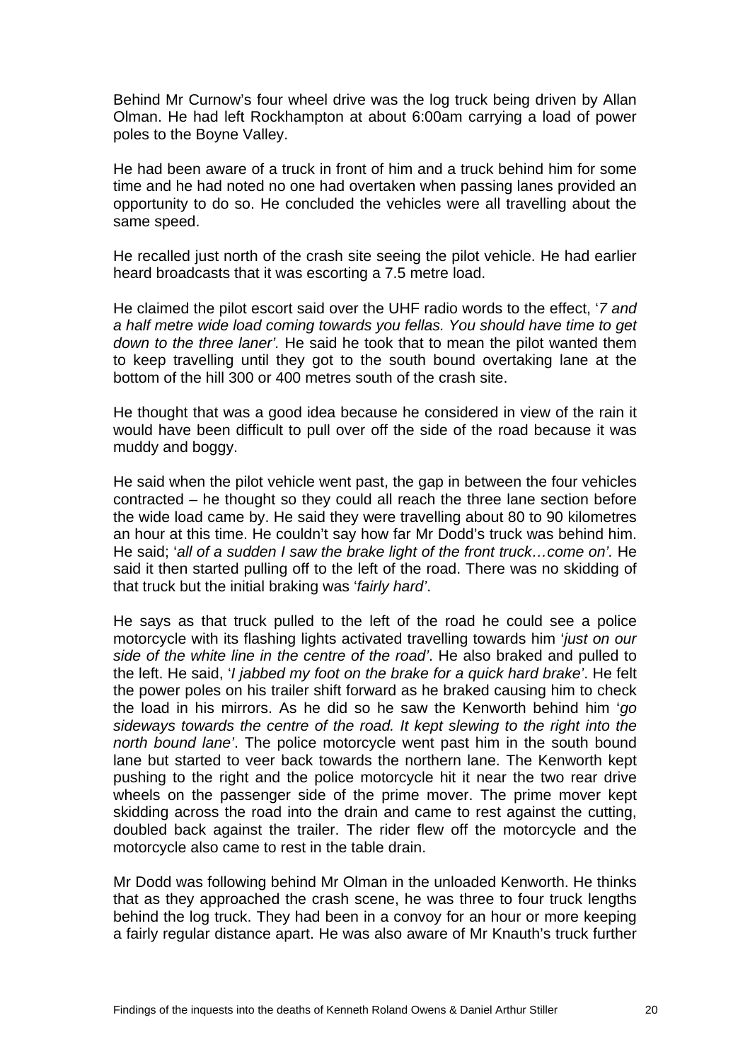Behind Mr Curnow's four wheel drive was the log truck being driven by Allan Olman. He had left Rockhampton at about 6:00am carrying a load of power poles to the Boyne Valley.

He had been aware of a truck in front of him and a truck behind him for some time and he had noted no one had overtaken when passing lanes provided an opportunity to do so. He concluded the vehicles were all travelling about the same speed.

He recalled just north of the crash site seeing the pilot vehicle. He had earlier heard broadcasts that it was escorting a 7.5 metre load.

He claimed the pilot escort said over the UHF radio words to the effect, '*7 and a half metre wide load coming towards you fellas. You should have time to get down to the three laner'.* He said he took that to mean the pilot wanted them to keep travelling until they got to the south bound overtaking lane at the bottom of the hill 300 or 400 metres south of the crash site.

He thought that was a good idea because he considered in view of the rain it would have been difficult to pull over off the side of the road because it was muddy and boggy.

He said when the pilot vehicle went past, the gap in between the four vehicles contracted – he thought so they could all reach the three lane section before the wide load came by. He said they were travelling about 80 to 90 kilometres an hour at this time. He couldn't say how far Mr Dodd's truck was behind him. He said; '*all of a sudden I saw the brake light of the front truck…come on'.* He said it then started pulling off to the left of the road. There was no skidding of that truck but the initial braking was '*fairly hard'*.

He says as that truck pulled to the left of the road he could see a police motorcycle with its flashing lights activated travelling towards him '*just on our side of the white line in the centre of the road'*. He also braked and pulled to the left. He said, '*I jabbed my foot on the brake for a quick hard brake'*. He felt the power poles on his trailer shift forward as he braked causing him to check the load in his mirrors. As he did so he saw the Kenworth behind him '*go sideways towards the centre of the road. It kept slewing to the right into the north bound lane'*. The police motorcycle went past him in the south bound lane but started to veer back towards the northern lane. The Kenworth kept pushing to the right and the police motorcycle hit it near the two rear drive wheels on the passenger side of the prime mover. The prime mover kept skidding across the road into the drain and came to rest against the cutting, doubled back against the trailer. The rider flew off the motorcycle and the motorcycle also came to rest in the table drain.

Mr Dodd was following behind Mr Olman in the unloaded Kenworth. He thinks that as they approached the crash scene, he was three to four truck lengths behind the log truck. They had been in a convoy for an hour or more keeping a fairly regular distance apart. He was also aware of Mr Knauth's truck further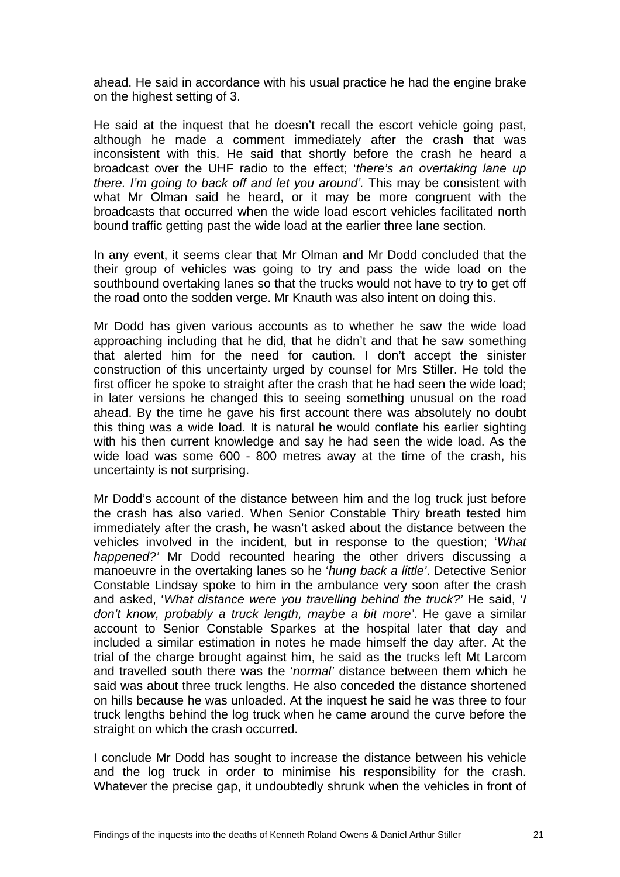ahead. He said in accordance with his usual practice he had the engine brake on the highest setting of 3.

He said at the inquest that he doesn't recall the escort vehicle going past, although he made a comment immediately after the crash that was inconsistent with this. He said that shortly before the crash he heard a broadcast over the UHF radio to the effect; '*there's an overtaking lane up there. I'm going to back off and let you around'.* This may be consistent with what Mr Olman said he heard, or it may be more congruent with the broadcasts that occurred when the wide load escort vehicles facilitated north bound traffic getting past the wide load at the earlier three lane section.

In any event, it seems clear that Mr Olman and Mr Dodd concluded that the their group of vehicles was going to try and pass the wide load on the southbound overtaking lanes so that the trucks would not have to try to get off the road onto the sodden verge. Mr Knauth was also intent on doing this.

Mr Dodd has given various accounts as to whether he saw the wide load approaching including that he did, that he didn't and that he saw something that alerted him for the need for caution. I don't accept the sinister construction of this uncertainty urged by counsel for Mrs Stiller. He told the first officer he spoke to straight after the crash that he had seen the wide load; in later versions he changed this to seeing something unusual on the road ahead. By the time he gave his first account there was absolutely no doubt this thing was a wide load. It is natural he would conflate his earlier sighting with his then current knowledge and say he had seen the wide load. As the wide load was some 600 - 800 metres away at the time of the crash, his uncertainty is not surprising.

Mr Dodd's account of the distance between him and the log truck just before the crash has also varied. When Senior Constable Thiry breath tested him immediately after the crash, he wasn't asked about the distance between the vehicles involved in the incident, but in response to the question; '*What happened?'* Mr Dodd recounted hearing the other drivers discussing a manoeuvre in the overtaking lanes so he '*hung back a little'*. Detective Senior Constable Lindsay spoke to him in the ambulance very soon after the crash and asked, '*What distance were you travelling behind the truck?'* He said, '*I don't know, probably a truck length, maybe a bit more'*. He gave a similar account to Senior Constable Sparkes at the hospital later that day and included a similar estimation in notes he made himself the day after. At the trial of the charge brought against him, he said as the trucks left Mt Larcom and travelled south there was the '*normal'* distance between them which he said was about three truck lengths. He also conceded the distance shortened on hills because he was unloaded. At the inquest he said he was three to four truck lengths behind the log truck when he came around the curve before the straight on which the crash occurred.

I conclude Mr Dodd has sought to increase the distance between his vehicle and the log truck in order to minimise his responsibility for the crash. Whatever the precise gap, it undoubtedly shrunk when the vehicles in front of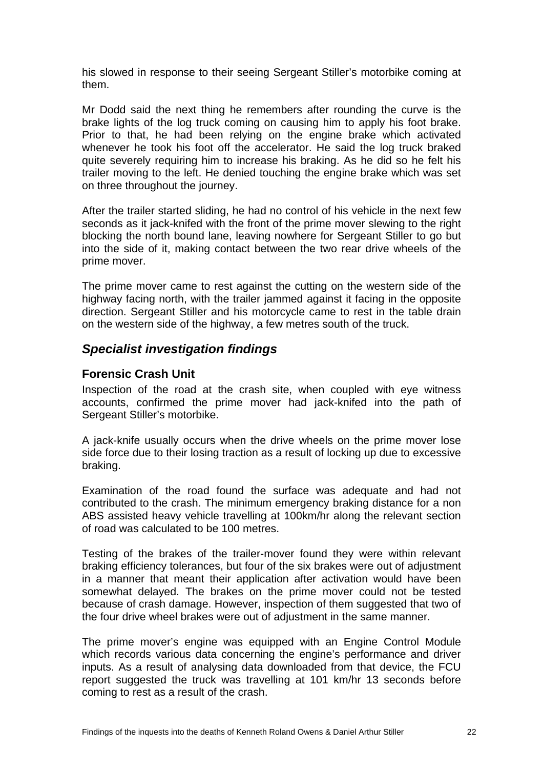his slowed in response to their seeing Sergeant Stiller's motorbike coming at them.

Mr Dodd said the next thing he remembers after rounding the curve is the brake lights of the log truck coming on causing him to apply his foot brake. Prior to that, he had been relying on the engine brake which activated whenever he took his foot off the accelerator. He said the log truck braked quite severely requiring him to increase his braking. As he did so he felt his trailer moving to the left. He denied touching the engine brake which was set on three throughout the journey.

After the trailer started sliding, he had no control of his vehicle in the next few seconds as it jack-knifed with the front of the prime mover slewing to the right blocking the north bound lane, leaving nowhere for Sergeant Stiller to go but into the side of it, making contact between the two rear drive wheels of the prime mover.

The prime mover came to rest against the cutting on the western side of the highway facing north, with the trailer jammed against it facing in the opposite direction. Sergeant Stiller and his motorcycle came to rest in the table drain on the western side of the highway, a few metres south of the truck.

## *Specialist investigation findings*

### Forensic Crash Unit

Inspection of the road at the crash site, when coupled with eye witness accounts, confirmed the prime mover had jack-knifed into the path of Sergeant Stiller's motorbike.

A jack-knife usually occurs when the drive wheels on the prime mover lose side force due to their losing traction as a result of locking up due to excessive braking.

Examination of the road found the surface was adequate and had not contributed to the crash. The minimum emergency braking distance for a non ABS assisted heavy vehicle travelling at 100km/hr along the relevant section of road was calculated to be 100 metres.

Testing of the brakes of the trailer-mover found they were within relevant braking efficiency tolerances, but four of the six brakes were out of adjustment in a manner that meant their application after activation would have been somewhat delayed. The brakes on the prime mover could not be tested because of crash damage. However, inspection of them suggested that two of the four drive wheel brakes were out of adjustment in the same manner.

The prime mover's engine was equipped with an Engine Control Module which records various data concerning the engine's performance and driver inputs. As a result of analysing data downloaded from that device, the FCU report suggested the truck was travelling at 101 km/hr 13 seconds before coming to rest as a result of the crash.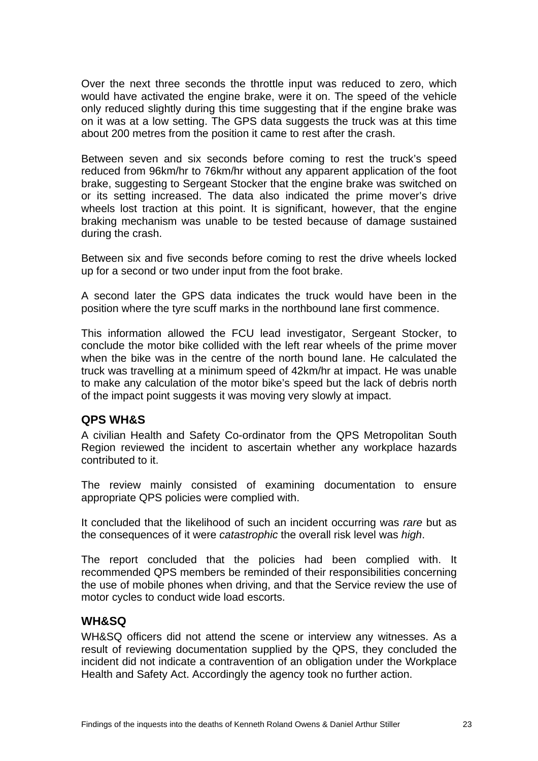Over the next three seconds the throttle input was reduced to zero, which would have activated the engine brake, were it on. The speed of the vehicle only reduced slightly during this time suggesting that if the engine brake was on it was at a low setting. The GPS data suggests the truck was at this time about 200 metres from the position it came to rest after the crash.

Between seven and six seconds before coming to rest the truck's speed reduced from 96km/hr to 76km/hr without any apparent application of the foot brake, suggesting to Sergeant Stocker that the engine brake was switched on or its setting increased. The data also indicated the prime mover's drive wheels lost traction at this point. It is significant, however, that the engine braking mechanism was unable to be tested because of damage sustained during the crash.

Between six and five seconds before coming to rest the drive wheels locked up for a second or two under input from the foot brake.

A second later the GPS data indicates the truck would have been in the position where the tyre scuff marks in the northbound lane first commence.

This information allowed the FCU lead investigator, Sergeant Stocker, to conclude the motor bike collided with the left rear wheels of the prime mover when the bike was in the centre of the north bound lane. He calculated the truck was travelling at a minimum speed of 42km/hr at impact. He was unable to make any calculation of the motor bike's speed but the lack of debris north of the impact point suggests it was moving very slowly at impact.

### QPS WH&S

A civilian Health and Safety Co-ordinator from the QPS Metropolitan South Region reviewed the incident to ascertain whether any workplace hazards contributed to it.

The review mainly consisted of examining documentation to ensure appropriate QPS policies were complied with.

It concluded that the likelihood of such an incident occurring was *rare* but as the consequences of it were *catastrophic* the overall risk level was *high*.

The report concluded that the policies had been complied with. It recommended QPS members be reminded of their responsibilities concerning the use of mobile phones when driving, and that the Service review the use of motor cycles to conduct wide load escorts.

### WH&SQ

WH&SQ officers did not attend the scene or interview any witnesses. As a result of reviewing documentation supplied by the QPS, they concluded the incident did not indicate a contravention of an obligation under the Workplace Health and Safety Act. Accordingly the agency took no further action.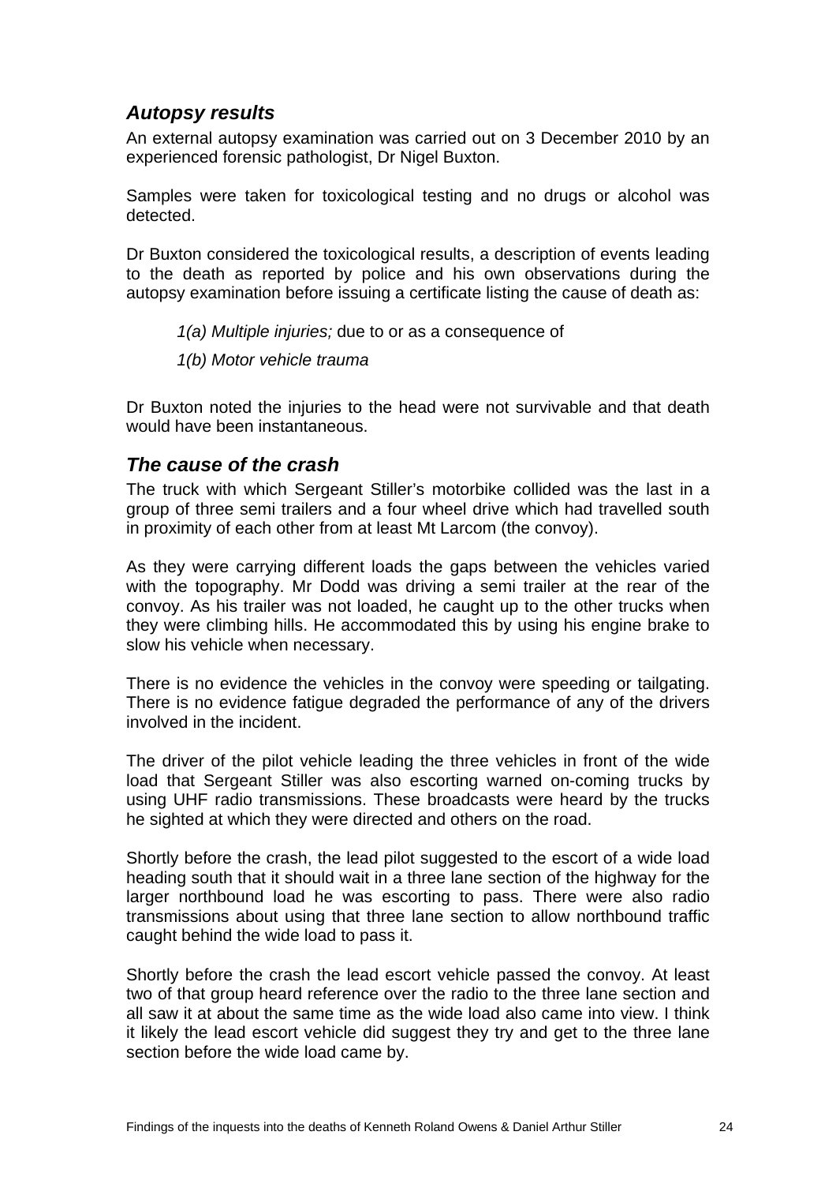### *Autopsy results*

An external autopsy examination was carried out on 3 December 2010 by an experienced forensic pathologist, Dr Nigel Buxton.

Samples were taken for toxicological testing and no drugs or alcohol was detected.

Dr Buxton considered the toxicological results, a description of events leading to the death as reported by police and his own observations during the autopsy examination before issuing a certificate listing the cause of death as:

> *1(a) Multiple injuries;* due to or as a consequence of
>
> *1(b) Motor vehicle trauma*

Dr Buxton noted the injuries to the head were not survivable and that death would have been instantaneous.

### *The cause of the crash*

The truck with which Sergeant Stiller's motorbike collided was the last in a group of three semi trailers and a four wheel drive which had travelled south in proximity of each other from at least Mt Larcom (the convoy).

As they were carrying different loads the gaps between the vehicles varied with the topography. Mr Dodd was driving a semi trailer at the rear of the convoy. As his trailer was not loaded, he caught up to the other trucks when they were climbing hills. He accommodated this by using his engine brake to slow his vehicle when necessary.

There is no evidence the vehicles in the convoy were speeding or tailgating. There is no evidence fatigue degraded the performance of any of the drivers involved in the incident.

The driver of the pilot vehicle leading the three vehicles in front of the wide load that Sergeant Stiller was also escorting warned on-coming trucks by using UHF radio transmissions. These broadcasts were heard by the trucks he sighted at which they were directed and others on the road.

Shortly before the crash, the lead pilot suggested to the escort of a wide load heading south that it should wait in a three lane section of the highway for the larger northbound load he was escorting to pass. There were also radio transmissions about using that three lane section to allow northbound traffic caught behind the wide load to pass it.

Shortly before the crash the lead escort vehicle passed the convoy. At least two of that group heard reference over the radio to the three lane section and all saw it at about the same time as the wide load also came into view. I think it likely the lead escort vehicle did suggest they try and get to the three lane section before the wide load came by.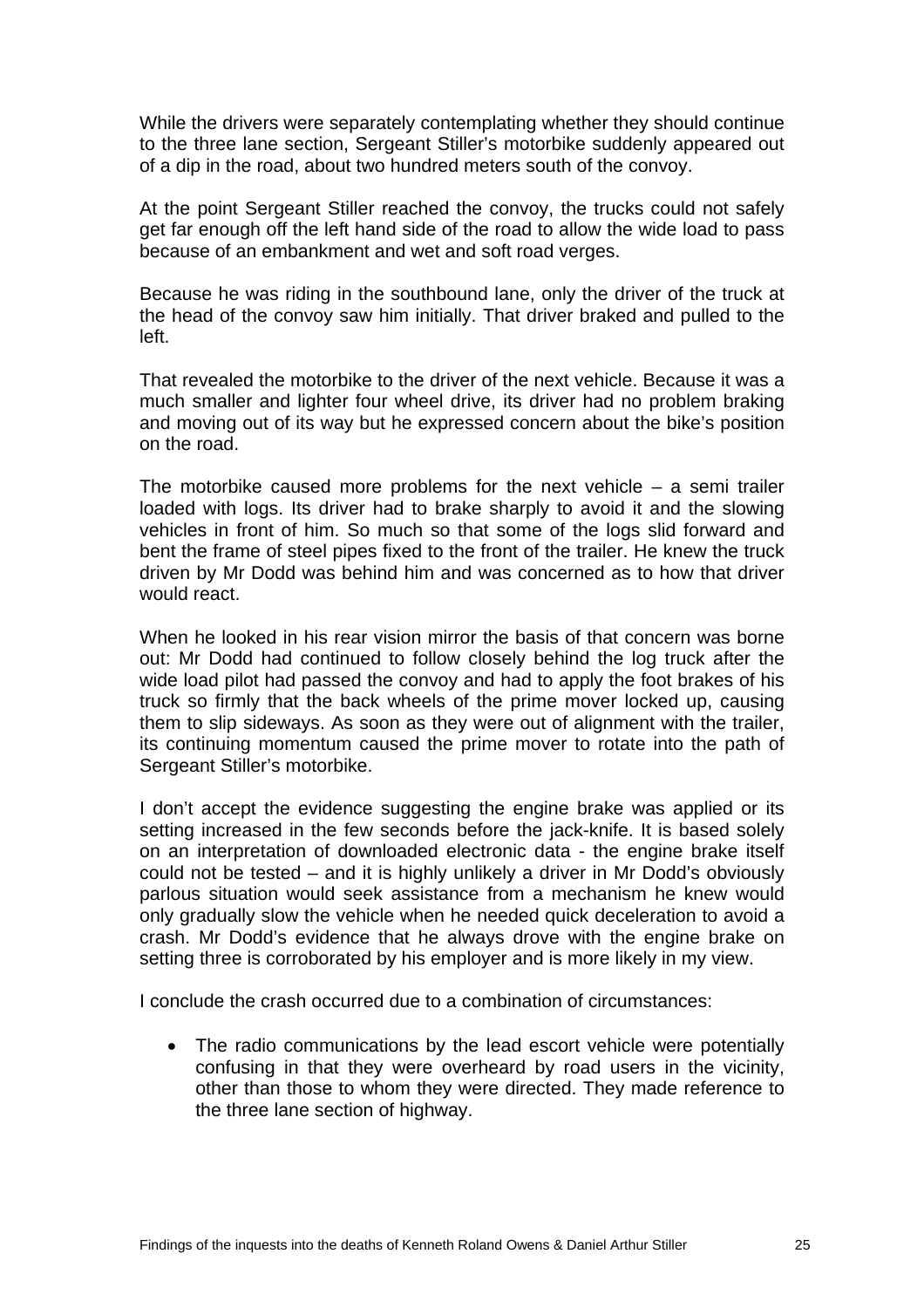While the drivers were separately contemplating whether they should continue to the three lane section, Sergeant Stiller's motorbike suddenly appeared out of a dip in the road, about two hundred meters south of the convoy.

At the point Sergeant Stiller reached the convoy, the trucks could not safely get far enough off the left hand side of the road to allow the wide load to pass because of an embankment and wet and soft road verges.

Because he was riding in the southbound lane, only the driver of the truck at the head of the convoy saw him initially. That driver braked and pulled to the left.

That revealed the motorbike to the driver of the next vehicle. Because it was a much smaller and lighter four wheel drive, its driver had no problem braking and moving out of its way but he expressed concern about the bike's position on the road.

The motorbike caused more problems for the next vehicle – a semi trailer loaded with logs. Its driver had to brake sharply to avoid it and the slowing vehicles in front of him. So much so that some of the logs slid forward and bent the frame of steel pipes fixed to the front of the trailer. He knew the truck driven by Mr Dodd was behind him and was concerned as to how that driver would react.

When he looked in his rear vision mirror the basis of that concern was borne out: Mr Dodd had continued to follow closely behind the log truck after the wide load pilot had passed the convoy and had to apply the foot brakes of his truck so firmly that the back wheels of the prime mover locked up, causing them to slip sideways. As soon as they were out of alignment with the trailer, its continuing momentum caused the prime mover to rotate into the path of Sergeant Stiller's motorbike.

I don't accept the evidence suggesting the engine brake was applied or its setting increased in the few seconds before the jack-knife. It is based solely on an interpretation of downloaded electronic data - the engine brake itself could not be tested – and it is highly unlikely a driver in Mr Dodd's obviously parlous situation would seek assistance from a mechanism he knew would only gradually slow the vehicle when he needed quick deceleration to avoid a crash. Mr Dodd's evidence that he always drove with the engine brake on setting three is corroborated by his employer and is more likely in my view.

I conclude the crash occurred due to a combination of circumstances:

- The radio communications by the lead escort vehicle were potentially confusing in that they were overheard by road users in the vicinity, other than those to whom they were directed. They made reference to the three lane section of highway.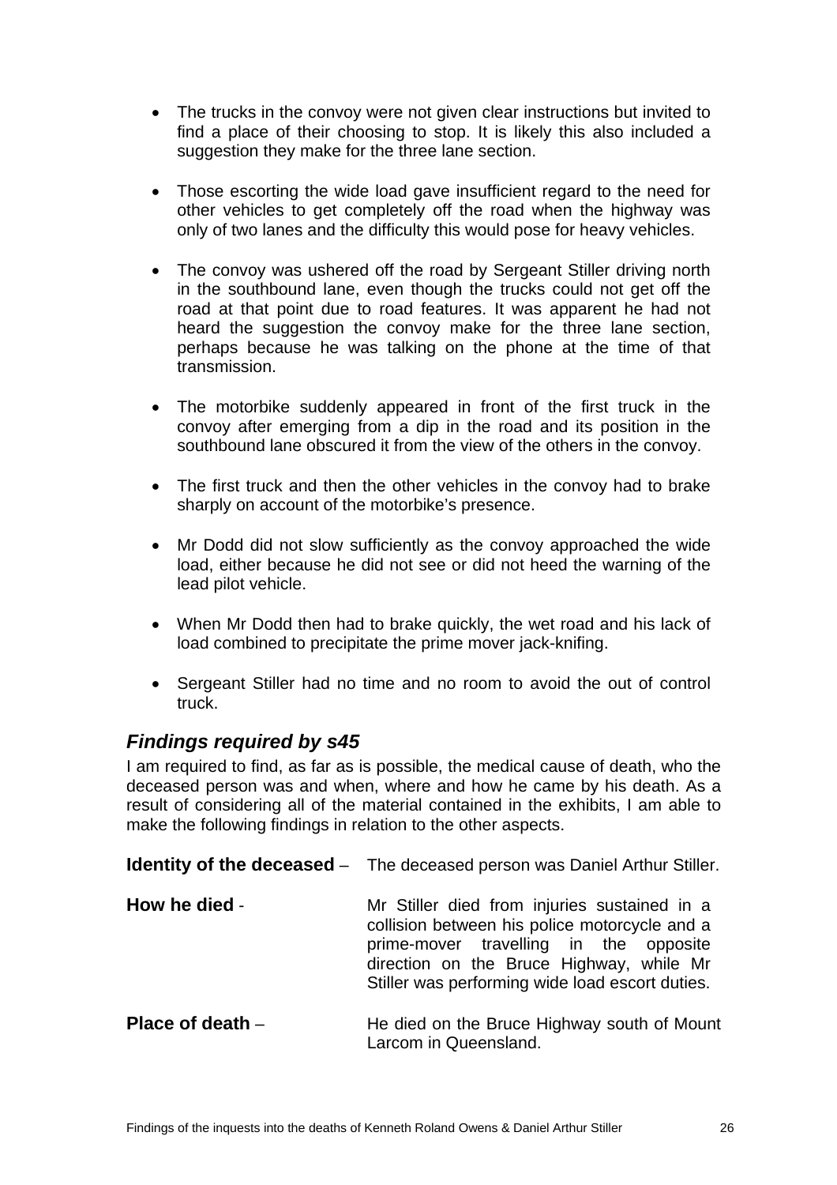- The trucks in the convoy were not given clear instructions but invited to find a place of their choosing to stop. It is likely this also included a suggestion they make for the three lane section.

- Those escorting the wide load gave insufficient regard to the need for other vehicles to get completely off the road when the highway was only of two lanes and the difficulty this would pose for heavy vehicles.

- The convoy was ushered off the road by Sergeant Stiller driving north in the southbound lane, even though the trucks could not get off the road at that point due to road features. It was apparent he had not heard the suggestion the convoy make for the three lane section, perhaps because he was talking on the phone at the time of that transmission.

- The motorbike suddenly appeared in front of the first truck in the convoy after emerging from a dip in the road and its position in the southbound lane obscured it from the view of the others in the convoy.

- The first truck and then the other vehicles in the convoy had to brake sharply on account of the motorbike's presence.

- Mr Dodd did not slow sufficiently as the convoy approached the wide load, either because he did not see or did not heed the warning of the lead pilot vehicle.

- When Mr Dodd then had to brake quickly, the wet road and his lack of load combined to precipitate the prime mover jack-knifing.

- Sergeant Stiller had no time and no room to avoid the out of control truck.

## *Findings required by s45*

I am required to find, as far as is possible, the medical cause of death, who the deceased person was and when, where and how he came by his death. As a result of considering all of the material contained in the exhibits, I am able to make the following findings in relation to the other aspects.

**Identity of the deceased** – The deceased person was Daniel Arthur Stiller.

**How he died** - Mr Stiller died from injuries sustained in a collision between his police motorcycle and a prime-mover travelling in the opposite direction on the Bruce Highway, while Mr Stiller was performing wide load escort duties.

**Place of death** – He died on the Bruce Highway south of Mount Larcom in Queensland.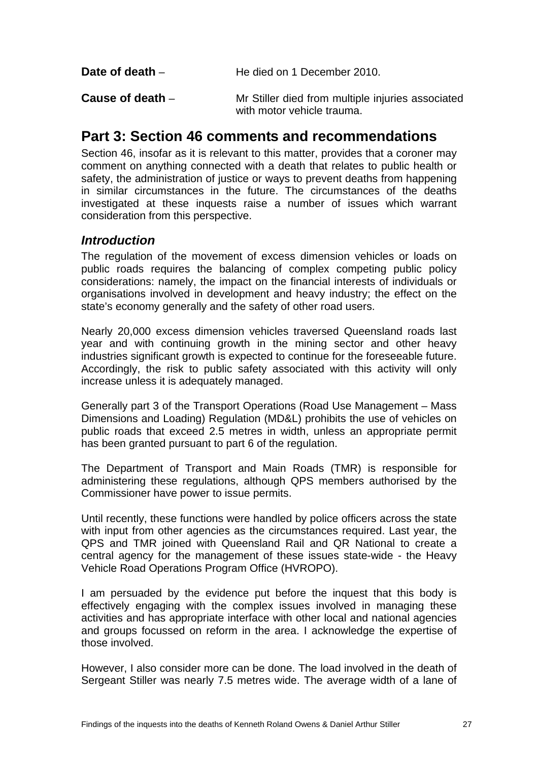**Date of death** – He died on 1 December 2010.

**Cause of death** – Mr Stiller died from multiple injuries associated with motor vehicle trauma.

## Part 3: Section 46 comments and recommendations

Section 46, insofar as it is relevant to this matter, provides that a coroner may comment on anything connected with a death that relates to public health or safety, the administration of justice or ways to prevent deaths from happening in similar circumstances in the future. The circumstances of the deaths investigated at these inquests raise a number of issues which warrant consideration from this perspective.

### *Introduction*

The regulation of the movement of excess dimension vehicles or loads on public roads requires the balancing of complex competing public policy considerations: namely, the impact on the financial interests of individuals or organisations involved in development and heavy industry; the effect on the state's economy generally and the safety of other road users.

Nearly 20,000 excess dimension vehicles traversed Queensland roads last year and with continuing growth in the mining sector and other heavy industries significant growth is expected to continue for the foreseeable future. Accordingly, the risk to public safety associated with this activity will only increase unless it is adequately managed.

Generally part 3 of the Transport Operations (Road Use Management – Mass Dimensions and Loading) Regulation (MD&L) prohibits the use of vehicles on public roads that exceed 2.5 metres in width, unless an appropriate permit has been granted pursuant to part 6 of the regulation.

The Department of Transport and Main Roads (TMR) is responsible for administering these regulations, although QPS members authorised by the Commissioner have power to issue permits.

Until recently, these functions were handled by police officers across the state with input from other agencies as the circumstances required. Last year, the QPS and TMR joined with Queensland Rail and QR National to create a central agency for the management of these issues state-wide - the Heavy Vehicle Road Operations Program Office (HVROPO).

I am persuaded by the evidence put before the inquest that this body is effectively engaging with the complex issues involved in managing these activities and has appropriate interface with other local and national agencies and groups focussed on reform in the area. I acknowledge the expertise of those involved.

However, I also consider more can be done. The load involved in the death of Sergeant Stiller was nearly 7.5 metres wide. The average width of a lane of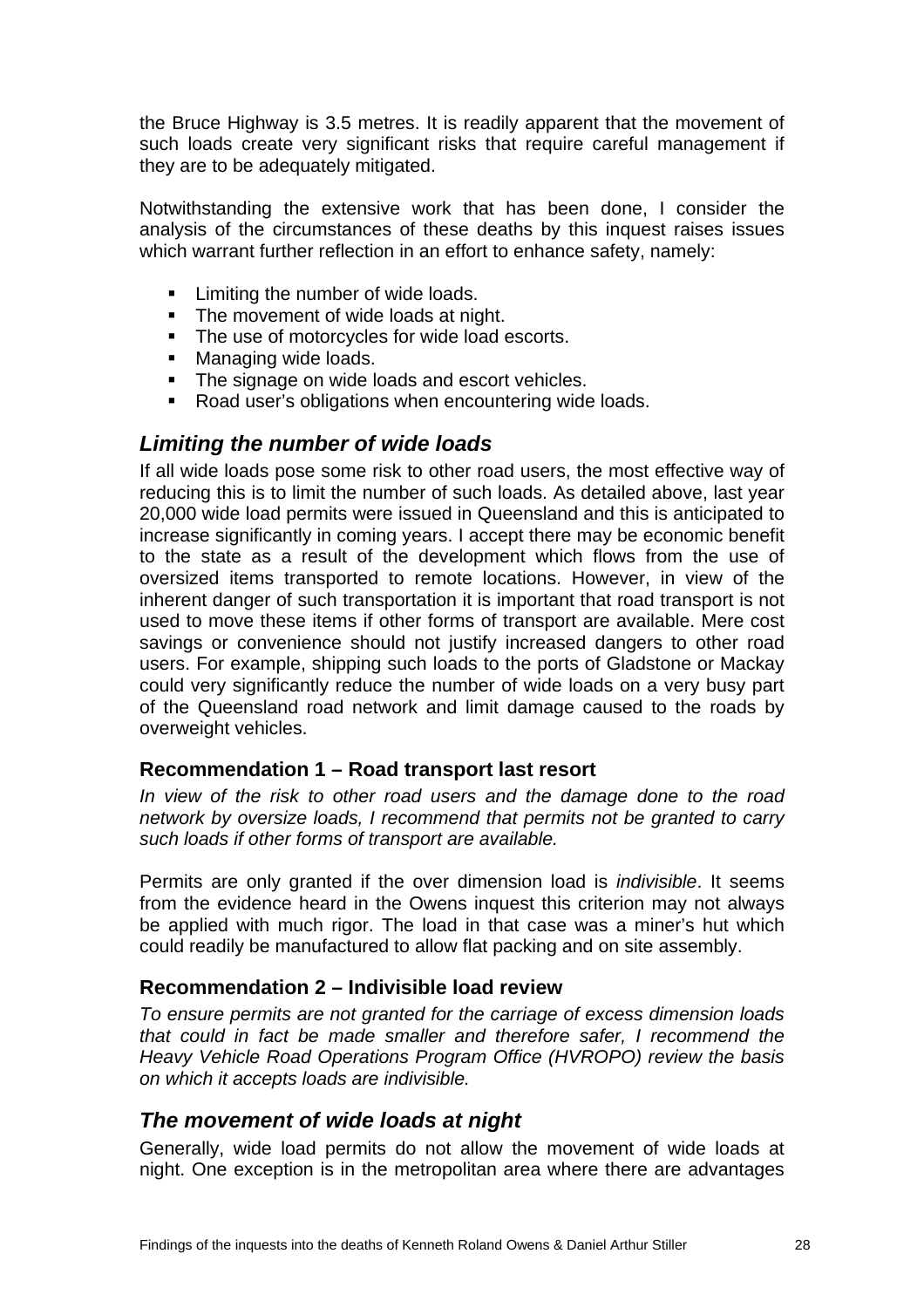the Bruce Highway is 3.5 metres. It is readily apparent that the movement of such loads create very significant risks that require careful management if they are to be adequately mitigated.

Notwithstanding the extensive work that has been done, I consider the analysis of the circumstances of these deaths by this inquest raises issues which warrant further reflection in an effort to enhance safety, namely:

- Limiting the number of wide loads.
- The movement of wide loads at night.
- The use of motorcycles for wide load escorts.
- Managing wide loads.
- The signage on wide loads and escort vehicles.
- Road user's obligations when encountering wide loads.

## *Limiting the number of wide loads*

If all wide loads pose some risk to other road users, the most effective way of reducing this is to limit the number of such loads. As detailed above, last year 20,000 wide load permits were issued in Queensland and this is anticipated to increase significantly in coming years. I accept there may be economic benefit to the state as a result of the development which flows from the use of oversized items transported to remote locations. However, in view of the inherent danger of such transportation it is important that road transport is not used to move these items if other forms of transport are available. Mere cost savings or convenience should not justify increased dangers to other road users. For example, shipping such loads to the ports of Gladstone or Mackay could very significantly reduce the number of wide loads on a very busy part of the Queensland road network and limit damage caused to the roads by overweight vehicles.

### Recommendation 1 – Road transport last resort

*In view of the risk to other road users and the damage done to the road network by oversize loads, I recommend that permits not be granted to carry such loads if other forms of transport are available.*

Permits are only granted if the over dimension load is *indivisible*. It seems from the evidence heard in the Owens inquest this criterion may not always be applied with much rigor. The load in that case was a miner's hut which could readily be manufactured to allow flat packing and on site assembly.

### Recommendation 2 – Indivisible load review

*To ensure permits are not granted for the carriage of excess dimension loads that could in fact be made smaller and therefore safer, I recommend the Heavy Vehicle Road Operations Program Office (HVROPO) review the basis on which it accepts loads are indivisible.*

## *The movement of wide loads at night*

Generally, wide load permits do not allow the movement of wide loads at night. One exception is in the metropolitan area where there are advantages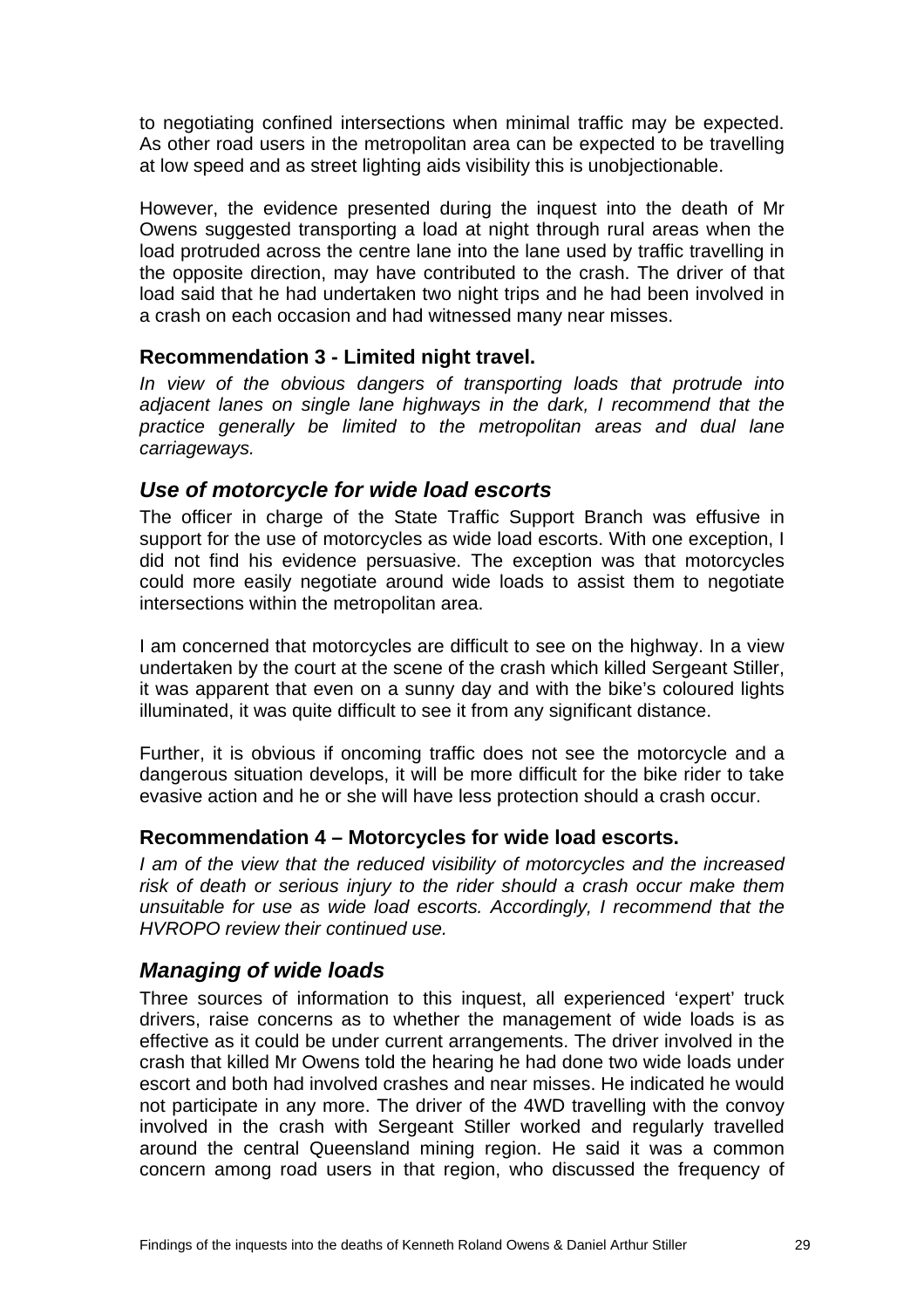to negotiating confined intersections when minimal traffic may be expected. As other road users in the metropolitan area can be expected to be travelling at low speed and as street lighting aids visibility this is unobjectionable.

However, the evidence presented during the inquest into the death of Mr Owens suggested transporting a load at night through rural areas when the load protruded across the centre lane into the lane used by traffic travelling in the opposite direction, may have contributed to the crash. The driver of that load said that he had undertaken two night trips and he had been involved in a crash on each occasion and had witnessed many near misses.

### Recommendation 3 - Limited night travel.

*In view of the obvious dangers of transporting loads that protrude into adjacent lanes on single lane highways in the dark, I recommend that the practice generally be limited to the metropolitan areas and dual lane carriageways.*

## *Use of motorcycle for wide load escorts*

The officer in charge of the State Traffic Support Branch was effusive in support for the use of motorcycles as wide load escorts. With one exception, I did not find his evidence persuasive. The exception was that motorcycles could more easily negotiate around wide loads to assist them to negotiate intersections within the metropolitan area.

I am concerned that motorcycles are difficult to see on the highway. In a view undertaken by the court at the scene of the crash which killed Sergeant Stiller, it was apparent that even on a sunny day and with the bike's coloured lights illuminated, it was quite difficult to see it from any significant distance.

Further, it is obvious if oncoming traffic does not see the motorcycle and a dangerous situation develops, it will be more difficult for the bike rider to take evasive action and he or she will have less protection should a crash occur.

### Recommendation 4 – Motorcycles for wide load escorts.

*I am of the view that the reduced visibility of motorcycles and the increased risk of death or serious injury to the rider should a crash occur make them unsuitable for use as wide load escorts. Accordingly, I recommend that the HVROPO review their continued use.*

## *Managing of wide loads*

Three sources of information to this inquest, all experienced 'expert' truck drivers, raise concerns as to whether the management of wide loads is as effective as it could be under current arrangements. The driver involved in the crash that killed Mr Owens told the hearing he had done two wide loads under escort and both had involved crashes and near misses. He indicated he would not participate in any more. The driver of the 4WD travelling with the convoy involved in the crash with Sergeant Stiller worked and regularly travelled around the central Queensland mining region. He said it was a common concern among road users in that region, who discussed the frequency of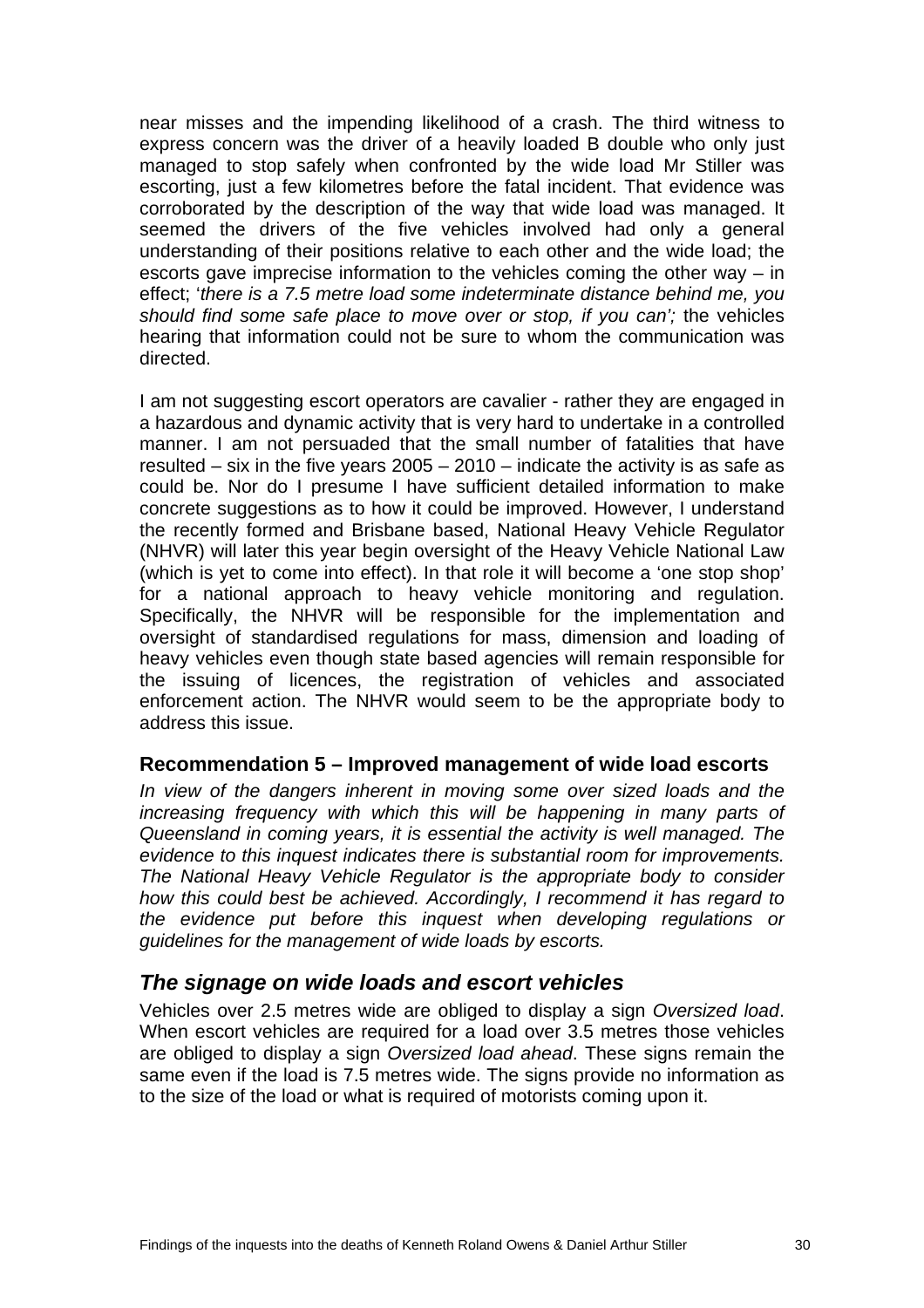near misses and the impending likelihood of a crash. The third witness to express concern was the driver of a heavily loaded B double who only just managed to stop safely when confronted by the wide load Mr Stiller was escorting, just a few kilometres before the fatal incident. That evidence was corroborated by the description of the way that wide load was managed. It seemed the drivers of the five vehicles involved had only a general understanding of their positions relative to each other and the wide load; the escorts gave imprecise information to the vehicles coming the other way – in effect; '*there is a 7.5 metre load some indeterminate distance behind me, you should find some safe place to move over or stop, if you can';* the vehicles hearing that information could not be sure to whom the communication was directed.

I am not suggesting escort operators are cavalier - rather they are engaged in a hazardous and dynamic activity that is very hard to undertake in a controlled manner. I am not persuaded that the small number of fatalities that have resulted – six in the five years 2005 – 2010 – indicate the activity is as safe as could be. Nor do I presume I have sufficient detailed information to make concrete suggestions as to how it could be improved. However, I understand the recently formed and Brisbane based, National Heavy Vehicle Regulator (NHVR) will later this year begin oversight of the Heavy Vehicle National Law (which is yet to come into effect). In that role it will become a 'one stop shop' for a national approach to heavy vehicle monitoring and regulation. Specifically, the NHVR will be responsible for the implementation and oversight of standardised regulations for mass, dimension and loading of heavy vehicles even though state based agencies will remain responsible for the issuing of licences, the registration of vehicles and associated enforcement action. The NHVR would seem to be the appropriate body to address this issue.

### Recommendation 5 – Improved management of wide load escorts

*In view of the dangers inherent in moving some over sized loads and the increasing frequency with which this will be happening in many parts of Queensland in coming years, it is essential the activity is well managed. The evidence to this inquest indicates there is substantial room for improvements. The National Heavy Vehicle Regulator is the appropriate body to consider how this could best be achieved. Accordingly, I recommend it has regard to the evidence put before this inquest when developing regulations or guidelines for the management of wide loads by escorts.*

## *The signage on wide loads and escort vehicles*

Vehicles over 2.5 metres wide are obliged to display a sign *Oversized load*. When escort vehicles are required for a load over 3.5 metres those vehicles are obliged to display a sign *Oversized load ahead*. These signs remain the same even if the load is 7.5 metres wide. The signs provide no information as to the size of the load or what is required of motorists coming upon it.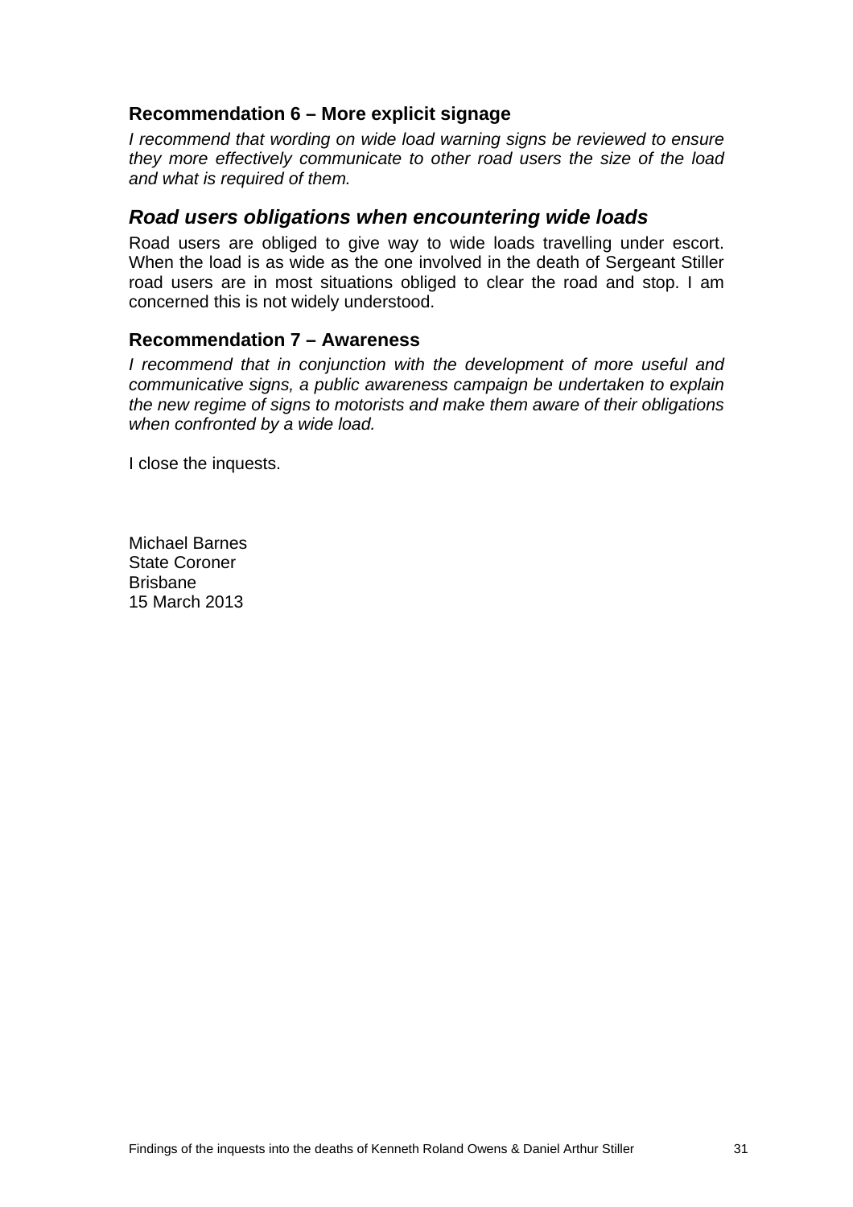### Recommendation 6 – More explicit signage

*I recommend that wording on wide load warning signs be reviewed to ensure they more effectively communicate to other road users the size of the load and what is required of them.*

## *Road users obligations when encountering wide loads*

Road users are obliged to give way to wide loads travelling under escort. When the load is as wide as the one involved in the death of Sergeant Stiller road users are in most situations obliged to clear the road and stop. I am concerned this is not widely understood.

### Recommendation 7 – Awareness

*I recommend that in conjunction with the development of more useful and communicative signs, a public awareness campaign be undertaken to explain the new regime of signs to motorists and make them aware of their obligations when confronted by a wide load.*

I close the inquests.

Michael Barnes
State Coroner
Brisbane
15 March 2013